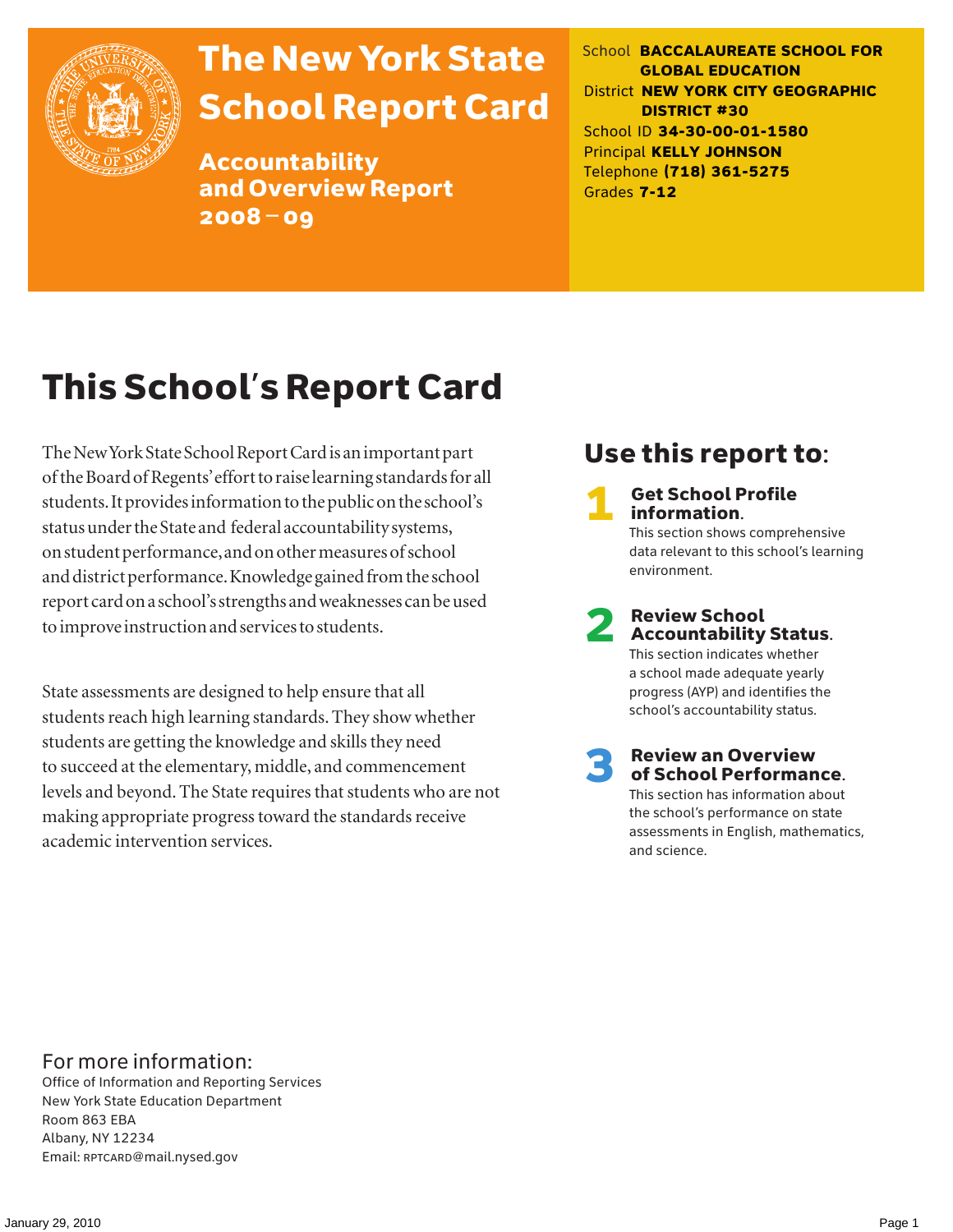# The New York State School Report Card

## Accountability and Overview Report 2008 – 09

School **BACCALAUREATE SCHOOL FOR GLOBAL EDUCATION**
District **NEW YORK CITY GEOGRAPHIC DISTRICT #30**
School ID **34-30-00-01-1580**
Principal **KELLY JOHNSON**
Telephone **(718) 361-5275**
Grades **7-12**

# This School's Report Card

The New York State School Report Card is an important part of the Board of Regents' effort to raise learning standards for all students. It provides information to the public on the school's status under the State and federal accountability systems, on student performance, and on other measures of school and district performance. Knowledge gained from the school report card on a school's strengths and weaknesses can be used to improve instruction and services to students.

State assessments are designed to help ensure that all students reach high learning standards. They show whether students are getting the knowledge and skills they need to succeed at the elementary, middle, and commencement levels and beyond. The State requires that students who are not making appropriate progress toward the standards receive academic intervention services.

## Use this report to:

**1 Get School Profile information.**
This section shows comprehensive data relevant to this school's learning environment.

**2 Review School Accountability Status.**
This section indicates whether a school made adequate yearly progress (AYP) and identifies the school's accountability status.

**3 Review an Overview of School Performance.**
This section has information about the school's performance on state assessments in English, mathematics, and science.

For more information:
Office of Information and Reporting Services
New York State Education Department
Room 863 EBA
Albany, NY 12234
Email: RPTCARD@mail.nysed.gov

January 29, 2010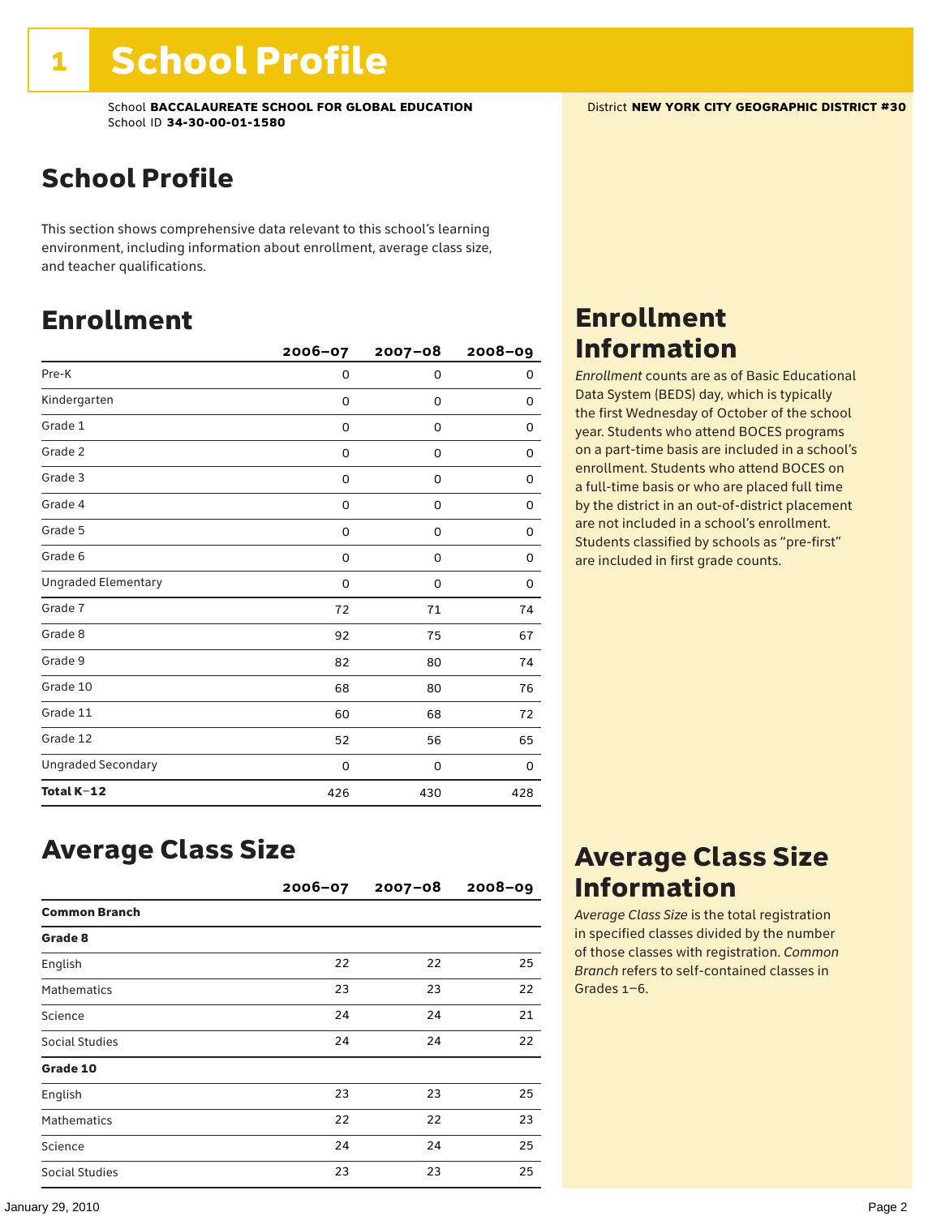# 1 School Profile

School **BACCALAUREATE SCHOOL FOR GLOBAL EDUCATION**
School ID **34-30-00-01-1580**

District **NEW YORK CITY GEOGRAPHIC DISTRICT #30**

## School Profile

This section shows comprehensive data relevant to this school's learning environment, including information about enrollment, average class size, and teacher qualifications.

## Enrollment

| | 2006–07 | 2007–08 | 2008–09 |
|---|---|---|---|
| Pre-K | 0 | 0 | 0 |
| Kindergarten | 0 | 0 | 0 |
| Grade 1 | 0 | 0 | 0 |
| Grade 2 | 0 | 0 | 0 |
| Grade 3 | 0 | 0 | 0 |
| Grade 4 | 0 | 0 | 0 |
| Grade 5 | 0 | 0 | 0 |
| Grade 6 | 0 | 0 | 0 |
| Ungraded Elementary | 0 | 0 | 0 |
| Grade 7 | 72 | 71 | 74 |
| Grade 8 | 92 | 75 | 67 |
| Grade 9 | 82 | 80 | 74 |
| Grade 10 | 68 | 80 | 76 |
| Grade 11 | 60 | 68 | 72 |
| Grade 12 | 52 | 56 | 65 |
| Ungraded Secondary | 0 | 0 | 0 |
| **Total K–12** | 426 | 430 | 428 |

## Enrollment Information

*Enrollment* counts are as of Basic Educational Data System (BEDS) day, which is typically the first Wednesday of October of the school year. Students who attend BOCES programs on a part-time basis are included in a school's enrollment. Students who attend BOCES on a full-time basis or who are placed full time by the district in an out-of-district placement are not included in a school's enrollment. Students classified by schools as "pre-first" are included in first grade counts.

## Average Class Size

| | 2006–07 | 2007–08 | 2008–09 |
|---|---|---|---|
| **Common Branch** | | | |
| **Grade 8** | | | |
| English | 22 | 22 | 25 |
| Mathematics | 23 | 23 | 22 |
| Science | 24 | 24 | 21 |
| Social Studies | 24 | 24 | 22 |
| **Grade 10** | | | |
| English | 23 | 23 | 25 |
| Mathematics | 22 | 22 | 23 |
| Science | 24 | 24 | 25 |
| Social Studies | 23 | 23 | 25 |

## Average Class Size Information

*Average Class Size* is the total registration in specified classes divided by the number of those classes with registration. *Common Branch* refers to self-contained classes in Grades 1–6.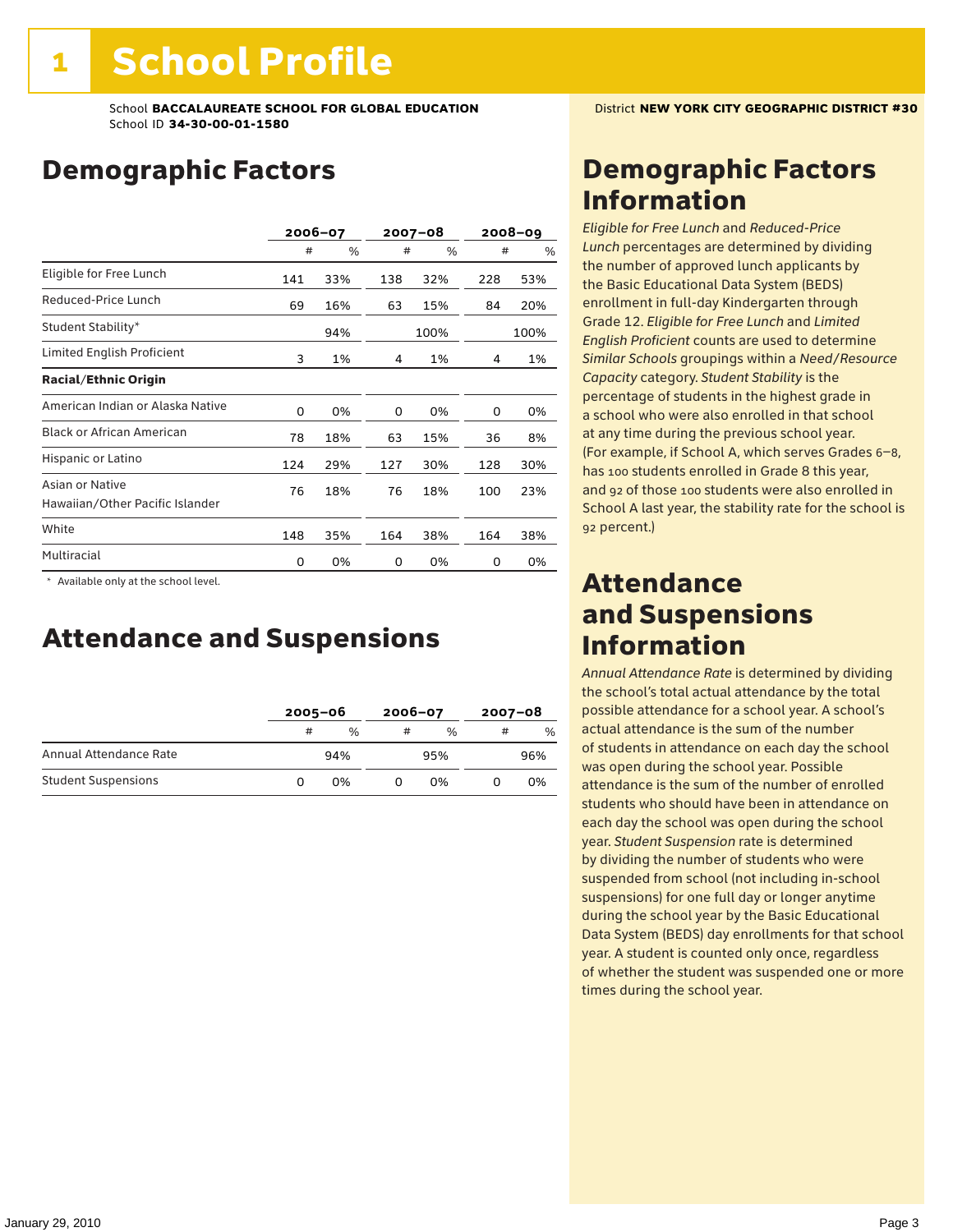// 1 School Profile

School **BACCALAUREATE SCHOOL FOR GLOBAL EDUCATION**
School ID **34-30-00-01-1580**

District **NEW YORK CITY GEOGRAPHIC DISTRICT #30**

## Demographic Factors

| | 2006–07 | | 2007–08 | | 2008–09 | |
|---|---|---|---|---|---|---|
| | # | % | # | % | # | % |
| Eligible for Free Lunch | 141 | 33% | 138 | 32% | 228 | 53% |
| Reduced-Price Lunch | 69 | 16% | 63 | 15% | 84 | 20% |
| Student Stability* | | 94% | | 100% | | 100% |
| Limited English Proficient | 3 | 1% | 4 | 1% | 4 | 1% |
| **Racial/Ethnic Origin** | | | | | | |
| American Indian or Alaska Native | 0 | 0% | 0 | 0% | 0 | 0% |
| Black or African American | 78 | 18% | 63 | 15% | 36 | 8% |
| Hispanic or Latino | 124 | 29% | 127 | 30% | 128 | 30% |
| Asian or Native Hawaiian/Other Pacific Islander | 76 | 18% | 76 | 18% | 100 | 23% |
| White | 148 | 35% | 164 | 38% | 164 | 38% |
| Multiracial | 0 | 0% | 0 | 0% | 0 | 0% |

* Available only at the school level.

## Attendance and Suspensions

| | 2005–06 | | 2006–07 | | 2007–08 | |
|---|---|---|---|---|---|---|
| | # | % | # | % | # | % |
| Annual Attendance Rate | | 94% | | 95% | | 96% |
| Student Suspensions | 0 | 0% | 0 | 0% | 0 | 0% |

## Demographic Factors Information

*Eligible for Free Lunch* and *Reduced-Price Lunch* percentages are determined by dividing the number of approved lunch applicants by the Basic Educational Data System (BEDS) enrollment in full-day Kindergarten through Grade 12. *Eligible for Free Lunch* and *Limited English Proficient* counts are used to determine *Similar Schools* groupings within a *Need/Resource Capacity* category. *Student Stability* is the percentage of students in the highest grade in a school who were also enrolled in that school at any time during the previous school year. (For example, if School A, which serves Grades 6–8, has 100 students enrolled in Grade 8 this year, and 92 of those 100 students were also enrolled in School A last year, the stability rate for the school is 92 percent.)

## Attendance and Suspensions Information

*Annual Attendance Rate* is determined by dividing the school's total actual attendance by the total possible attendance for a school year. A school's actual attendance is the sum of the number of students in attendance on each day the school was open during the school year. Possible attendance is the sum of the number of enrolled students who should have been in attendance on each day the school was open during the school year. *Student Suspension* rate is determined by dividing the number of students who were suspended from school (not including in-school suspensions) for one full day or longer anytime during the school year by the Basic Educational Data System (BEDS) day enrollments for that school year. A student is counted only once, regardless of whether the student was suspended one or more times during the school year.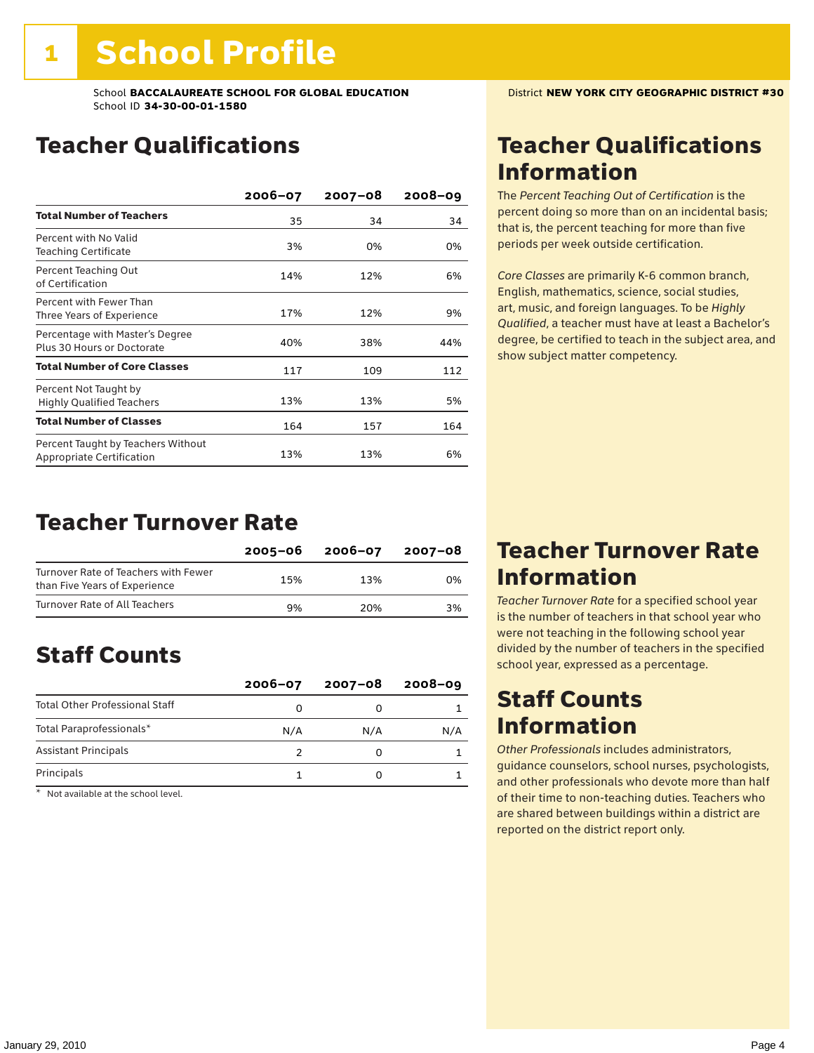# 1 School Profile

School **BACCALAUREATE SCHOOL FOR GLOBAL EDUCATION**
School ID **34-30-00-01-1580**

District **NEW YORK CITY GEOGRAPHIC DISTRICT #30**

## Teacher Qualifications

| | 2006–07 | 2007–08 | 2008–09 |
|---|---|---|---|
| **Total Number of Teachers** | 35 | 34 | 34 |
| Percent with No Valid Teaching Certificate | 3% | 0% | 0% |
| Percent Teaching Out of Certification | 14% | 12% | 6% |
| Percent with Fewer Than Three Years of Experience | 17% | 12% | 9% |
| Percentage with Master's Degree Plus 30 Hours or Doctorate | 40% | 38% | 44% |
| **Total Number of Core Classes** | 117 | 109 | 112 |
| Percent Not Taught by Highly Qualified Teachers | 13% | 13% | 5% |
| **Total Number of Classes** | 164 | 157 | 164 |
| Percent Taught by Teachers Without Appropriate Certification | 13% | 13% | 6% |

## Teacher Turnover Rate

| | 2005–06 | 2006–07 | 2007–08 |
|---|---|---|---|
| Turnover Rate of Teachers with Fewer than Five Years of Experience | 15% | 13% | 0% |
| Turnover Rate of All Teachers | 9% | 20% | 3% |

## Staff Counts

| | 2006–07 | 2007–08 | 2008–09 |
|---|---|---|---|
| Total Other Professional Staff | 0 | 0 | 1 |
| Total Paraprofessionals* | N/A | N/A | N/A |
| Assistant Principals | 2 | 0 | 1 |
| Principals | 1 | 0 | 1 |

\* Not available at the school level.

## Teacher Qualifications Information

The *Percent Teaching Out of Certification* is the percent doing so more than on an incidental basis; that is, the percent teaching for more than five periods per week outside certification.

*Core Classes* are primarily K-6 common branch, English, mathematics, science, social studies, art, music, and foreign languages. To be *Highly Qualified*, a teacher must have at least a Bachelor's degree, be certified to teach in the subject area, and show subject matter competency.

## Teacher Turnover Rate Information

*Teacher Turnover Rate* for a specified school year is the number of teachers in that school year who were not teaching in the following school year divided by the number of teachers in the specified school year, expressed as a percentage.

## Staff Counts Information

*Other Professionals* includes administrators, guidance counselors, school nurses, psychologists, and other professionals who devote more than half of their time to non-teaching duties. Teachers who are shared between buildings within a district are reported on the district report only.

January 29, 2010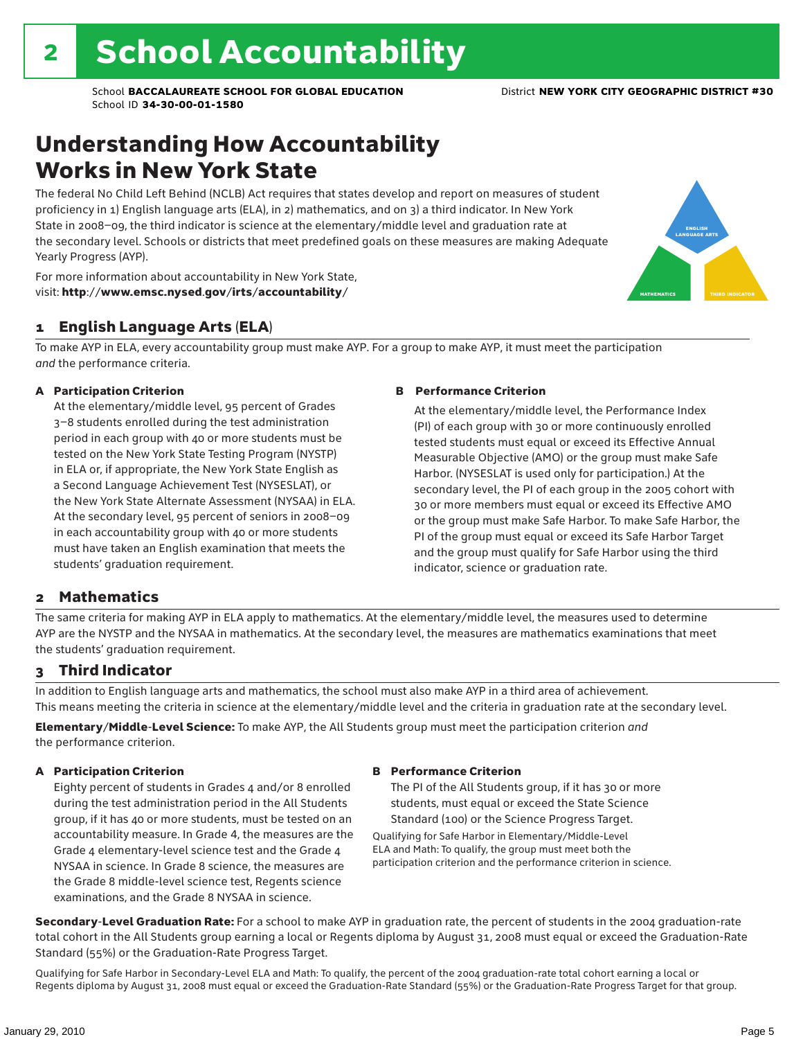# 2 School Accountability

School **BACCALAUREATE SCHOOL FOR GLOBAL EDUCATION** District **NEW YORK CITY GEOGRAPHIC DISTRICT #30**
School ID **34-30-00-01-1580**

## Understanding How Accountability Works in New York State

The federal No Child Left Behind (NCLB) Act requires that states develop and report on measures of student proficiency in 1) English language arts (ELA), in 2) mathematics, and on 3) a third indicator. In New York State in 2008–09, the third indicator is science at the elementary/middle level and graduation rate at the secondary level. Schools or districts that meet predefined goals on these measures are making Adequate Yearly Progress (AYP).

For more information about accountability in New York State, visit: **http://www.emsc.nysed.gov/irts/accountability/**

ENGLISH LANGUAGE ARTS
MATHEMATICS
THIRD INDICATOR

### 1 English Language Arts (ELA)

To make AYP in ELA, every accountability group must make AYP. For a group to make AYP, it must meet the participation *and* the performance criteria.

**A Participation Criterion**

At the elementary/middle level, 95 percent of Grades 3–8 students enrolled during the test administration period in each group with 40 or more students must be tested on the New York State Testing Program (NYSTP) in ELA or, if appropriate, the New York State English as a Second Language Achievement Test (NYSESLAT), or the New York State Alternate Assessment (NYSAA) in ELA. At the secondary level, 95 percent of seniors in 2008–09 in each accountability group with 40 or more students must have taken an English examination that meets the students' graduation requirement.

**B Performance Criterion**

At the elementary/middle level, the Performance Index (PI) of each group with 30 or more continuously enrolled tested students must equal or exceed its Effective Annual Measurable Objective (AMO) or the group must make Safe Harbor. (NYSESLAT is used only for participation.) At the secondary level, the PI of each group in the 2005 cohort with 30 or more members must equal or exceed its Effective AMO or the group must make Safe Harbor. To make Safe Harbor, the PI of the group must equal or exceed its Safe Harbor Target and the group must qualify for Safe Harbor using the third indicator, science or graduation rate.

### 2 Mathematics

The same criteria for making AYP in ELA apply to mathematics. At the elementary/middle level, the measures used to determine AYP are the NYSTP and the NYSAA in mathematics. At the secondary level, the measures are mathematics examinations that meet the students' graduation requirement.

### 3 Third Indicator

In addition to English language arts and mathematics, the school must also make AYP in a third area of achievement. This means meeting the criteria in science at the elementary/middle level and the criteria in graduation rate at the secondary level.

**Elementary/Middle-Level Science:** To make AYP, the All Students group must meet the participation criterion *and* the performance criterion.

**A Participation Criterion**

Eighty percent of students in Grades 4 and/or 8 enrolled during the test administration period in the All Students group, if it has 40 or more students, must be tested on an accountability measure. In Grade 4, the measures are the Grade 4 elementary-level science test and the Grade 4 NYSAA in science. In Grade 8 science, the measures are the Grade 8 middle-level science test, Regents science examinations, and the Grade 8 NYSAA in science.

**B Performance Criterion**

The PI of the All Students group, if it has 30 or more students, must equal or exceed the State Science Standard (100) or the Science Progress Target.

Qualifying for Safe Harbor in Elementary/Middle-Level ELA and Math: To qualify, the group must meet both the participation criterion and the performance criterion in science.

**Secondary-Level Graduation Rate:** For a school to make AYP in graduation rate, the percent of students in the 2004 graduation-rate total cohort in the All Students group earning a local or Regents diploma by August 31, 2008 must equal or exceed the Graduation-Rate Standard (55%) or the Graduation-Rate Progress Target.

Qualifying for Safe Harbor in Secondary-Level ELA and Math: To qualify, the percent of the 2004 graduation-rate total cohort earning a local or Regents diploma by August 31, 2008 must equal or exceed the Graduation-Rate Standard (55%) or the Graduation-Rate Progress Target for that group.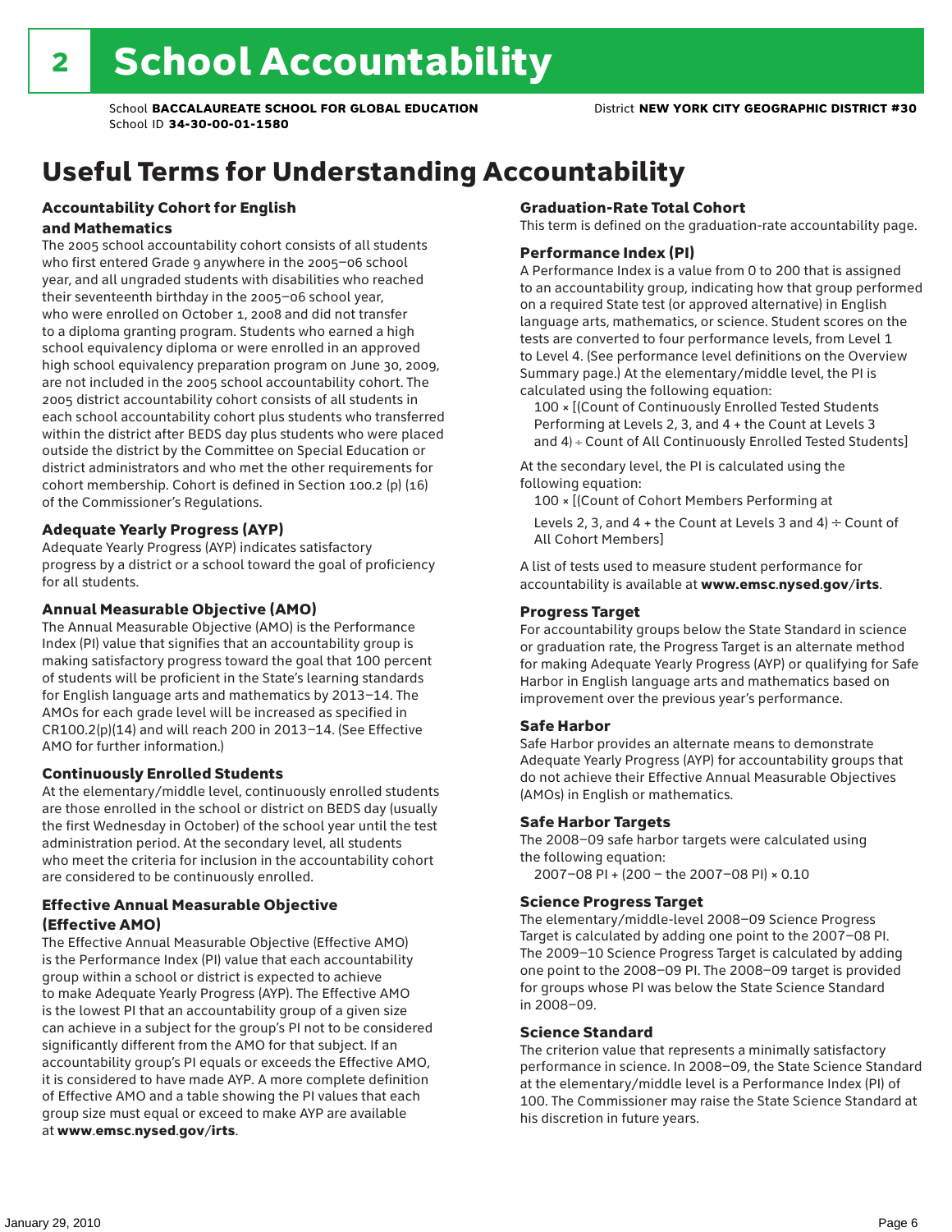# 2 School Accountability

School **BACCALAUREATE SCHOOL FOR GLOBAL EDUCATION** District **NEW YORK CITY GEOGRAPHIC DISTRICT #30**
School ID **34-30-00-01-1580**

## Useful Terms for Understanding Accountability

### Accountability Cohort for English and Mathematics

The 2005 school accountability cohort consists of all students who first entered Grade 9 anywhere in the 2005–06 school year, and all ungraded students with disabilities who reached their seventeenth birthday in the 2005–06 school year, who were enrolled on October 1, 2008 and did not transfer to a diploma granting program. Students who earned a high school equivalency diploma or were enrolled in an approved high school equivalency preparation program on June 30, 2009, are not included in the 2005 school accountability cohort. The 2005 district accountability cohort consists of all students in each school accountability cohort plus students who transferred within the district after BEDS day plus students who were placed outside the district by the Committee on Special Education or district administrators and who met the other requirements for cohort membership. Cohort is defined in Section 100.2 (p) (16) of the Commissioner's Regulations.

### Adequate Yearly Progress (AYP)

Adequate Yearly Progress (AYP) indicates satisfactory progress by a district or a school toward the goal of proficiency for all students.

### Annual Measurable Objective (AMO)

The Annual Measurable Objective (AMO) is the Performance Index (PI) value that signifies that an accountability group is making satisfactory progress toward the goal that 100 percent of students will be proficient in the State's learning standards for English language arts and mathematics by 2013–14. The AMOs for each grade level will be increased as specified in CR100.2(p)(14) and will reach 200 in 2013–14. (See Effective AMO for further information.)

### Continuously Enrolled Students

At the elementary/middle level, continuously enrolled students are those enrolled in the school or district on BEDS day (usually the first Wednesday in October) of the school year until the test administration period. At the secondary level, all students who meet the criteria for inclusion in the accountability cohort are considered to be continuously enrolled.

### Effective Annual Measurable Objective (Effective AMO)

The Effective Annual Measurable Objective (Effective AMO) is the Performance Index (PI) value that each accountability group within a school or district is expected to achieve to make Adequate Yearly Progress (AYP). The Effective AMO is the lowest PI that an accountability group of a given size can achieve in a subject for the group's PI not to be considered significantly different from the AMO for that subject. If an accountability group's PI equals or exceeds the Effective AMO, it is considered to have made AYP. A more complete definition of Effective AMO and a table showing the PI values that each group size must equal or exceed to make AYP are available at **www.emsc.nysed.gov/irts**.

### Graduation-Rate Total Cohort

This term is defined on the graduation-rate accountability page.

### Performance Index (PI)

A Performance Index is a value from 0 to 200 that is assigned to an accountability group, indicating how that group performed on a required State test (or approved alternative) in English language arts, mathematics, or science. Student scores on the tests are converted to four performance levels, from Level 1 to Level 4. (See performance level definitions on the Overview Summary page.) At the elementary/middle level, the PI is calculated using the following equation:

100 × [(Count of Continuously Enrolled Tested Students Performing at Levels 2, 3, and 4 + the Count at Levels 3 and 4) ÷ Count of All Continuously Enrolled Tested Students]

At the secondary level, the PI is calculated using the following equation:

100 × [(Count of Cohort Members Performing at Levels 2, 3, and 4 + the Count at Levels 3 and 4) ÷ Count of All Cohort Members]

A list of tests used to measure student performance for accountability is available at **www.emsc.nysed.gov/irts**.

### Progress Target

For accountability groups below the State Standard in science or graduation rate, the Progress Target is an alternate method for making Adequate Yearly Progress (AYP) or qualifying for Safe Harbor in English language arts and mathematics based on improvement over the previous year's performance.

### Safe Harbor

Safe Harbor provides an alternate means to demonstrate Adequate Yearly Progress (AYP) for accountability groups that do not achieve their Effective Annual Measurable Objectives (AMOs) in English or mathematics.

### Safe Harbor Targets

The 2008–09 safe harbor targets were calculated using the following equation:

2007–08 PI + (200 – the 2007–08 PI) × 0.10

### Science Progress Target

The elementary/middle-level 2008–09 Science Progress Target is calculated by adding one point to the 2007–08 PI. The 2009–10 Science Progress Target is calculated by adding one point to the 2008–09 PI. The 2008–09 target is provided for groups whose PI was below the State Science Standard in 2008–09.

### Science Standard

The criterion value that represents a minimally satisfactory performance in science. In 2008–09, the State Science Standard at the elementary/middle level is a Performance Index (PI) of 100. The Commissioner may raise the State Science Standard at his discretion in future years.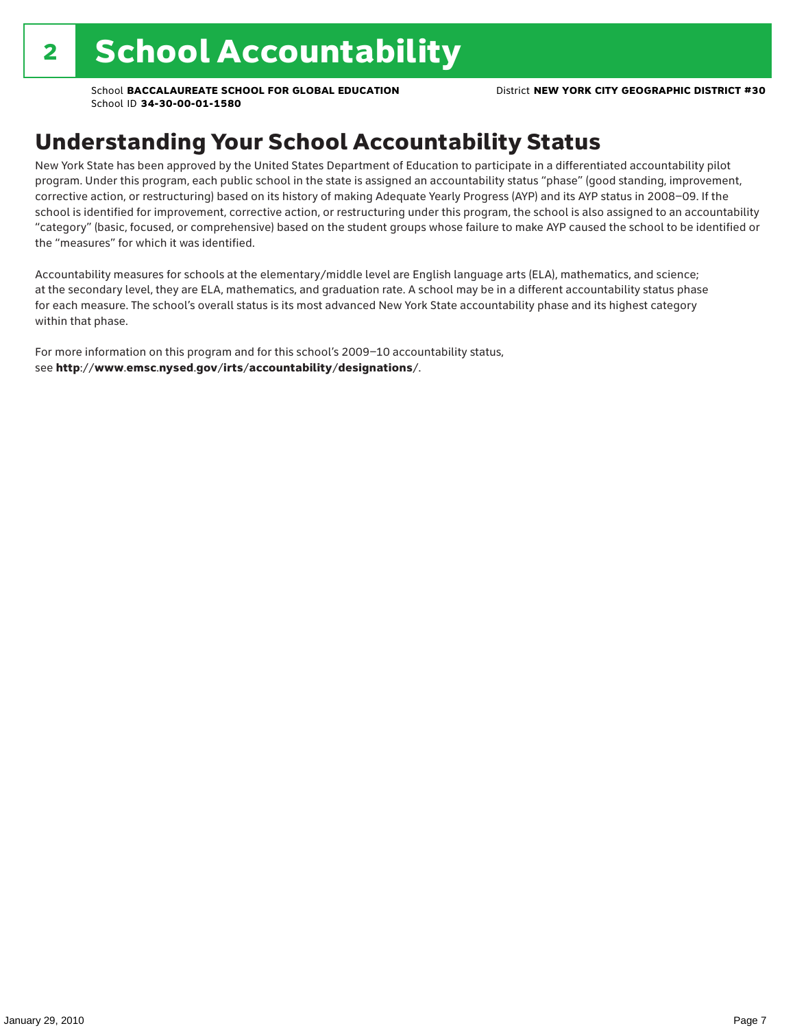# 2 School Accountability

School **BACCALAUREATE SCHOOL FOR GLOBAL EDUCATION**
School ID **34-30-00-01-1580**
District **NEW YORK CITY GEOGRAPHIC DISTRICT #30**

## Understanding Your School Accountability Status

New York State has been approved by the United States Department of Education to participate in a differentiated accountability pilot program. Under this program, each public school in the state is assigned an accountability status "phase" (good standing, improvement, corrective action, or restructuring) based on its history of making Adequate Yearly Progress (AYP) and its AYP status in 2008–09. If the school is identified for improvement, corrective action, or restructuring under this program, the school is also assigned to an accountability "category" (basic, focused, or comprehensive) based on the student groups whose failure to make AYP caused the school to be identified or the "measures" for which it was identified.

Accountability measures for schools at the elementary/middle level are English language arts (ELA), mathematics, and science; at the secondary level, they are ELA, mathematics, and graduation rate. A school may be in a different accountability status phase for each measure. The school's overall status is its most advanced New York State accountability phase and its highest category within that phase.

For more information on this program and for this school's 2009–10 accountability status, see **http://www.emsc.nysed.gov/irts/accountability/designations/**.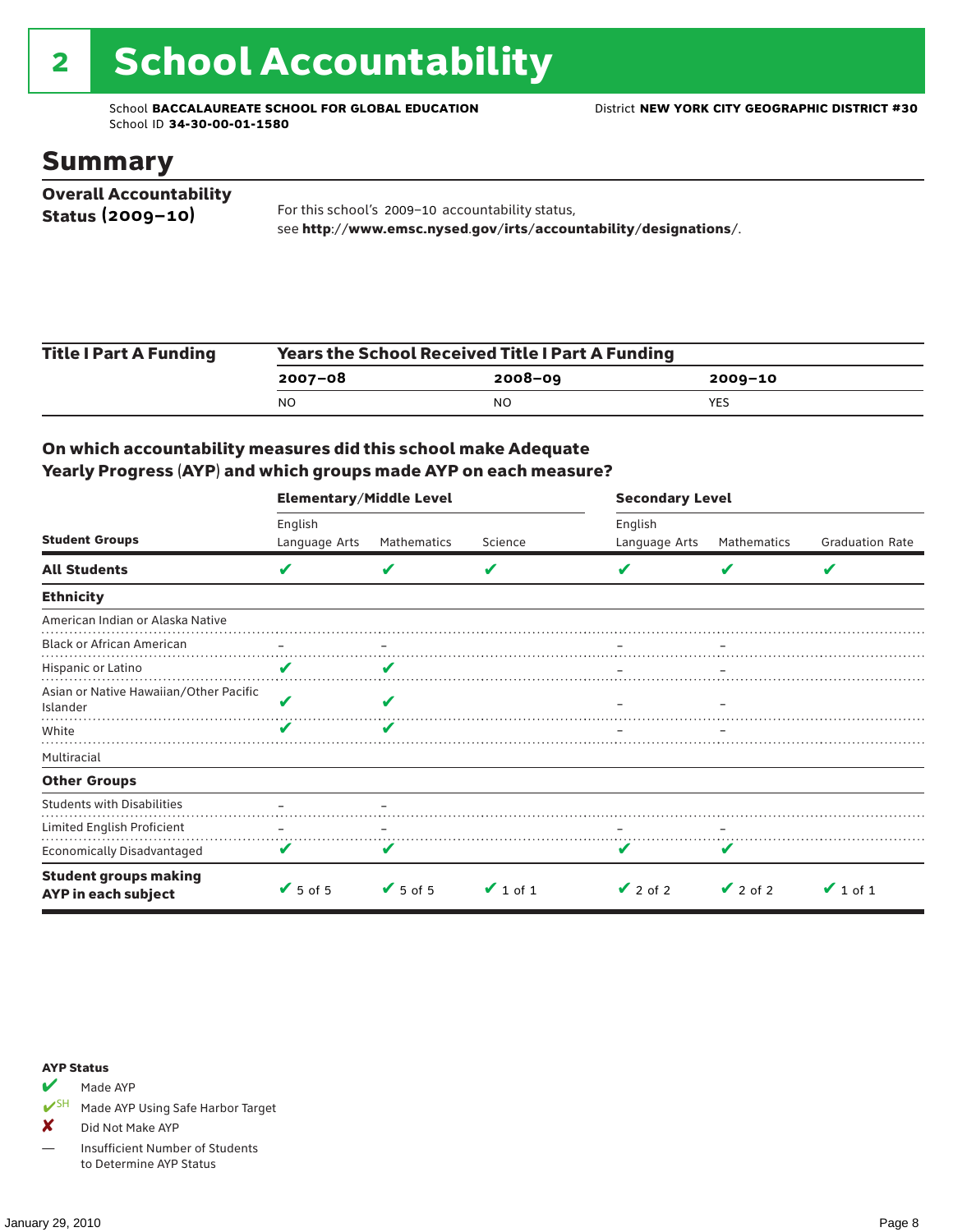# 2 School Accountability

School **BACCALAUREATE SCHOOL FOR GLOBAL EDUCATION** District **NEW YORK CITY GEOGRAPHIC DISTRICT #30**
School ID **34-30-00-01-1580**

## Summary

**Overall Accountability Status (2009–10)**

For this school's 2009–10 accountability status, see **http://www.emsc.nysed.gov/irts/accountability/designations/**.

**Title I Part A Funding**

| Years the School Received Title I Part A Funding | | |
|---|---|---|
| **2007–08** | **2008–09** | **2009–10** |
| NO | NO | YES |

### On which accountability measures did this school make Adequate Yearly Progress (AYP) and which groups made AYP on each measure?

| Student Groups | Elementary/Middle Level | | | Secondary Level | | |
|---|---|---|---|---|---|---|
| | English Language Arts | Mathematics | Science | English Language Arts | Mathematics | Graduation Rate |
| **All Students** | ✔ | ✔ | ✔ | ✔ | ✔ | ✔ |
| **Ethnicity** | | | | | | |
| American Indian or Alaska Native | | | | | | |
| Black or African American | – | – | | – | – | |
| Hispanic or Latino | ✔ | ✔ | | – | – | |
| Asian or Native Hawaiian/Other Pacific Islander | ✔ | ✔ | | – | – | |
| White | ✔ | ✔ | | – | – | |
| Multiracial | | | | | | |
| **Other Groups** | | | | | | |
| Students with Disabilities | – | – | | | | |
| Limited English Proficient | – | – | | – | – | |
| Economically Disadvantaged | ✔ | ✔ | | ✔ | ✔ | |
| **Student groups making AYP in each subject** | ✔ 5 of 5 | ✔ 5 of 5 | ✔ 1 of 1 | ✔ 2 of 2 | ✔ 2 of 2 | ✔ 1 of 1 |

**AYP Status**

- ✔ Made AYP
- ✔SH Made AYP Using Safe Harbor Target
- ✘ Did Not Make AYP
- — Insufficient Number of Students to Determine AYP Status

January 29, 2010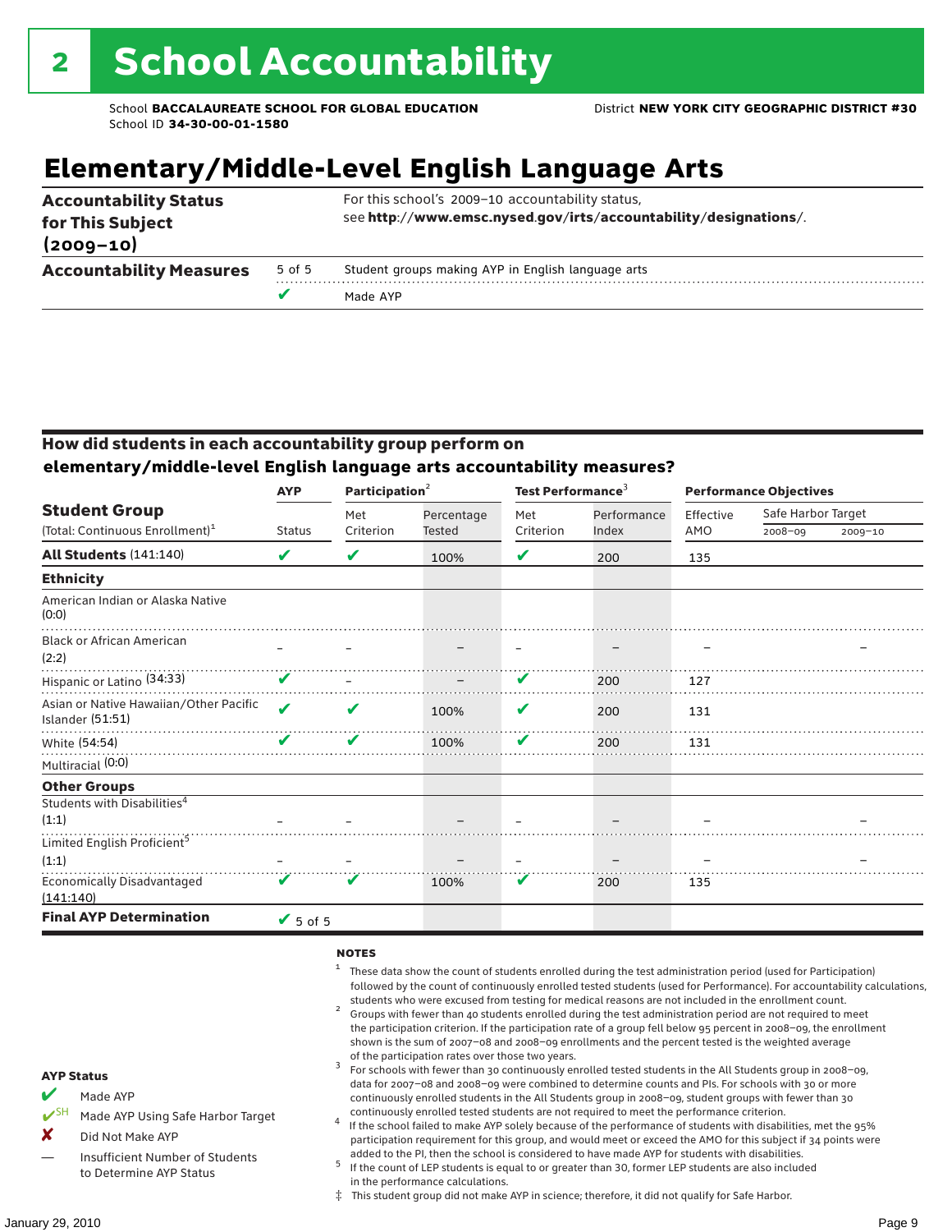# 2 School Accountability

School **BACCALAUREATE SCHOOL FOR GLOBAL EDUCATION**
School ID **34-30-00-01-1580**

District **NEW YORK CITY GEOGRAPHIC DISTRICT #30**

## Elementary/Middle-Level English Language Arts

| | | |
|---|---|---|
| **Accountability Status for This Subject (2009–10)** | | For this school's 2009–10 accountability status, see **http://www.emsc.nysed.gov/irts/accountability/designations/**. |
| **Accountability Measures** | 5 of 5 | Student groups making AYP in English language arts |
| | ✔ | Made AYP |

### How did students in each accountability group perform on elementary/middle-level English language arts accountability measures?

| Student Group (Total: Continuous Enrollment)[1] | AYP Status | Participation[2] Met Criterion | Participation[2] Percentage Tested | Test Performance[3] Met Criterion | Test Performance[3] Performance Index | Performance Objectives Effective AMO | Safe Harbor Target 2008–09 | Safe Harbor Target 2009–10 |
|---|---|---|---|---|---|---|---|---|
| **All Students** (141:140) | ✔ | ✔ | 100% | ✔ | 200 | 135 | | |
| **Ethnicity** | | | | | | | | |
| American Indian or Alaska Native (0:0) | | | | | | | | |
| Black or African American (2:2) | – | – | – | – | – | – | | – |
| Hispanic or Latino (34:33) | ✔ | – | – | ✔ | 200 | 127 | | |
| Asian or Native Hawaiian/Other Pacific Islander (51:51) | ✔ | ✔ | 100% | ✔ | 200 | 131 | | |
| White (54:54) | ✔ | ✔ | 100% | ✔ | 200 | 131 | | |
| Multiracial (0:0) | | | | | | | | |
| **Other Groups** | | | | | | | | |
| Students with Disabilities[4] (1:1) | – | – | – | – | – | – | | – |
| Limited English Proficient[5] (1:1) | – | – | – | – | – | – | | – |
| Economically Disadvantaged (141:140) | ✔ | ✔ | 100% | ✔ | 200 | 135 | | |
| **Final AYP Determination** | ✔ 5 of 5 | | | | | | | |

**NOTES**

1. These data show the count of students enrolled during the test administration period (used for Participation) followed by the count of continuously enrolled tested students (used for Performance). For accountability calculations, students who were excused from testing for medical reasons are not included in the enrollment count.
2. Groups with fewer than 40 students enrolled during the test administration period are not required to meet the participation criterion. If the participation rate of a group fell below 95 percent in 2008–09, the enrollment shown is the sum of 2007–08 and 2008–09 enrollments and the percent tested is the weighted average of the participation rates over those two years.
3. For schools with fewer than 30 continuously enrolled tested students in the All Students group in 2008–09, data for 2007–08 and 2008–09 were combined to determine counts and PIs. For schools with 30 or more continuously enrolled students in the All Students group in 2008–09, student groups with fewer than 30 continuously enrolled tested students are not required to meet the performance criterion.
4. If the school failed to make AYP solely because of the performance of students with disabilities, met the 95% participation requirement for this group, and would meet or exceed the AMO for this subject if 34 points were added to the PI, then the school is considered to have made AYP for students with disabilities.
5. If the count of LEP students is equal to or greater than 30, former LEP students are also included in the performance calculations.

‡ This student group did not make AYP in science; therefore, it did not qualify for Safe Harbor.

**AYP Status**

- ✔ Made AYP
- ✔SH Made AYP Using Safe Harbor Target
- ✘ Did Not Make AYP
- — Insufficient Number of Students to Determine AYP Status

January 29, 2010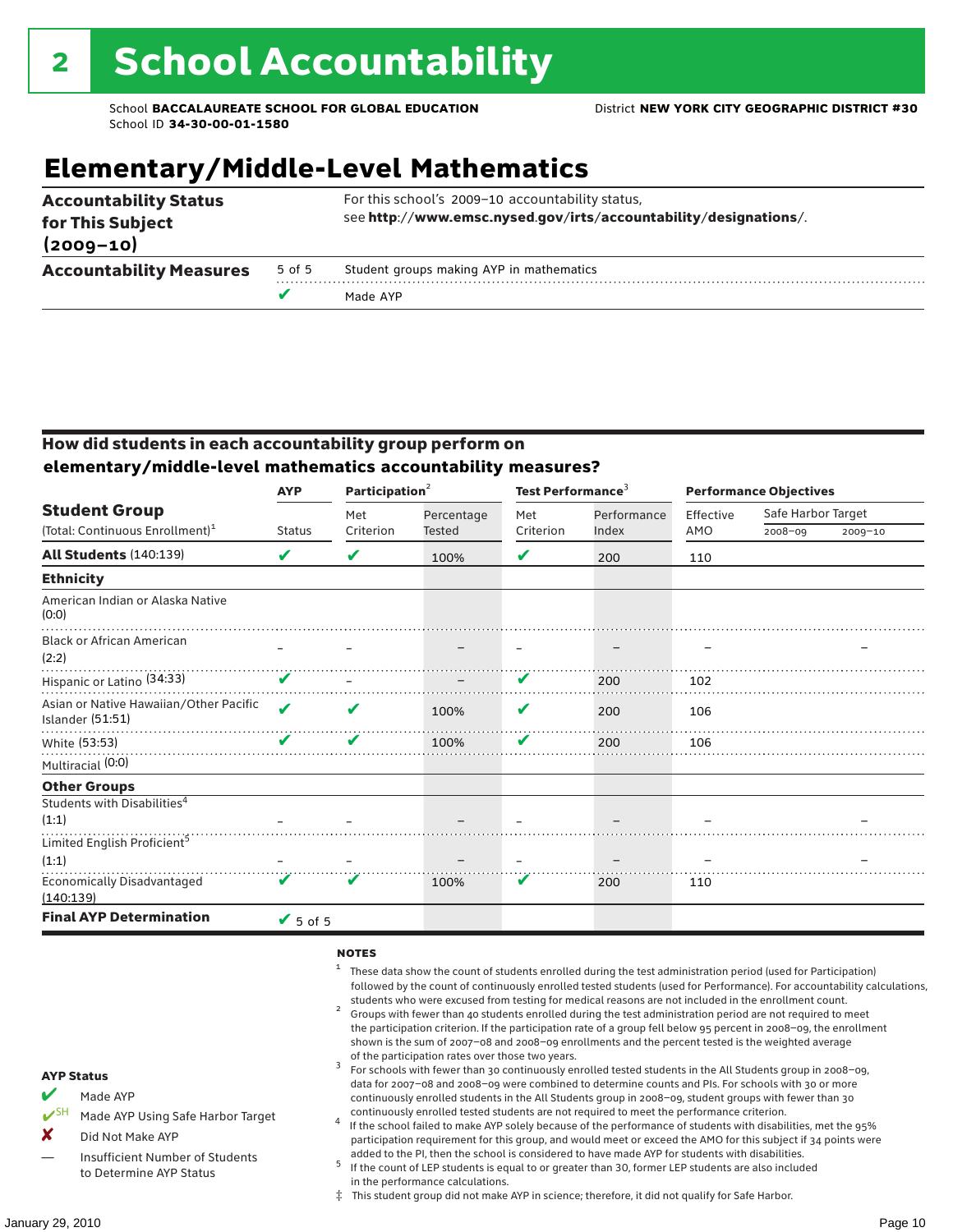# 2 School Accountability

School **BACCALAUREATE SCHOOL FOR GLOBAL EDUCATION**
School ID **34-30-00-01-1580**

District **NEW YORK CITY GEOGRAPHIC DISTRICT #30**

## Elementary/Middle-Level Mathematics

| | | |
|---|---|---|
| **Accountability Status for This Subject (2009–10)** | | For this school's 2009–10 accountability status, see **http://www.emsc.nysed.gov/irts/accountability/designations/**. |
| **Accountability Measures** | 5 of 5 | Student groups making AYP in mathematics |
| | ✔ | Made AYP |

### How did students in each accountability group perform on elementary/middle-level mathematics accountability measures?

| Student Group (Total: Continuous Enrollment)[1] | AYP Status | Participation[2] Met Criterion | Participation[2] Percentage Tested | Test Performance[3] Met Criterion | Test Performance[3] Performance Index | Performance Objectives Effective AMO | Safe Harbor Target 2008–09 | Safe Harbor Target 2009–10 |
|---|---|---|---|---|---|---|---|---|
| **All Students** (140:139) | ✔ | ✔ | 100% | ✔ | 200 | 110 | | |
| **Ethnicity** | | | | | | | | |
| American Indian or Alaska Native (0:0) | | | | | | | | |
| Black or African American (2:2) | – | – | – | – | – | – | | – |
| Hispanic or Latino (34:33) | ✔ | – | – | ✔ | 200 | 102 | | |
| Asian or Native Hawaiian/Other Pacific Islander (51:51) | ✔ | ✔ | 100% | ✔ | 200 | 106 | | |
| White (53:53) | ✔ | ✔ | 100% | ✔ | 200 | 106 | | |
| Multiracial (0:0) | | | | | | | | |
| **Other Groups** | | | | | | | | |
| Students with Disabilities[4] (1:1) | – | – | – | – | – | – | | – |
| Limited English Proficient[5] (1:1) | – | – | – | – | – | – | | – |
| Economically Disadvantaged (140:139) | ✔ | ✔ | 100% | ✔ | 200 | 110 | | |
| **Final AYP Determination** | ✔ 5 of 5 | | | | | | | |

**NOTES**

1. These data show the count of students enrolled during the test administration period (used for Participation) followed by the count of continuously enrolled tested students (used for Performance). For accountability calculations, students who were excused from testing for medical reasons are not included in the enrollment count.
2. Groups with fewer than 40 students enrolled during the test administration period are not required to meet the participation criterion. If the participation rate of a group fell below 95 percent in 2008–09, the enrollment shown is the sum of 2007–08 and 2008–09 enrollments and the percent tested is the weighted average of the participation rates over those two years.
3. For schools with fewer than 30 continuously enrolled tested students in the All Students group in 2008–09, data for 2007–08 and 2008–09 were combined to determine counts and PIs. For schools with 30 or more continuously enrolled students in the All Students group in 2008–09, student groups with fewer than 30 continuously enrolled tested students are not required to meet the performance criterion.
4. If the school failed to make AYP solely because of the performance of students with disabilities, met the 95% participation requirement for this group, and would meet or exceed the AMO for this subject if 34 points were added to the PI, then the school is considered to have made AYP for students with disabilities.
5. If the count of LEP students is equal to or greater than 30, former LEP students are also included in the performance calculations.

‡ This student group did not make AYP in science; therefore, it did not qualify for Safe Harbor.

**AYP Status**

- ✔ Made AYP
- ✔SH Made AYP Using Safe Harbor Target
- ✘ Did Not Make AYP
- — Insufficient Number of Students to Determine AYP Status

January 29, 2010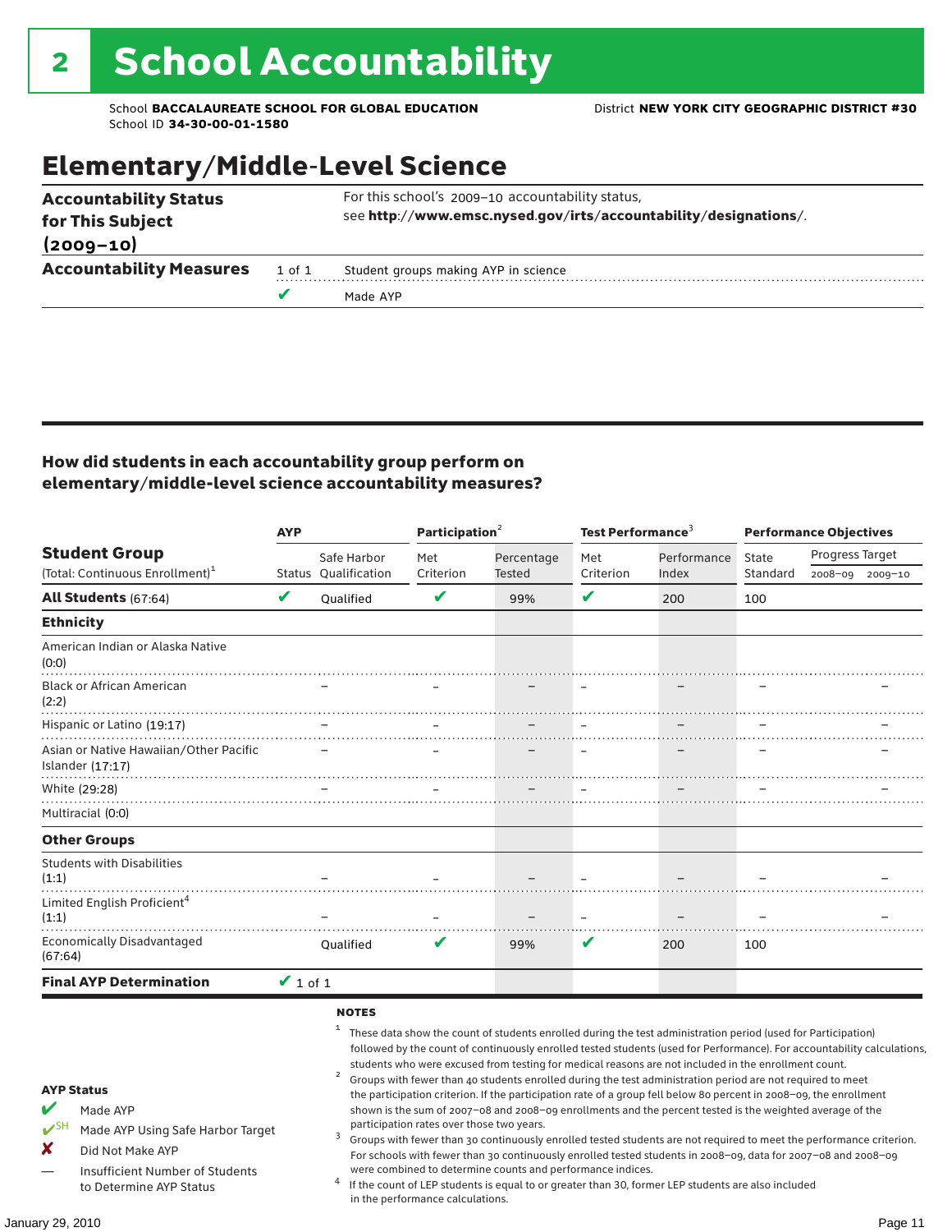# 2 School Accountability

School **BACCALAUREATE SCHOOL FOR GLOBAL EDUCATION** District **NEW YORK CITY GEOGRAPHIC DISTRICT #30**
School ID **34-30-00-01-1580**

## Elementary/Middle-Level Science

| | | |
|---|---|---|
| **Accountability Status for This Subject (2009–10)** | | For this school's 2009–10 accountability status, see **http://www.emsc.nysed.gov/irts/accountability/designations/**. |
| **Accountability Measures** | 1 of 1 | Student groups making AYP in science |
| | ✔ | Made AYP |

### How did students in each accountability group perform on elementary/middle-level science accountability measures?

| Student Group (Total: Continuous Enrollment)[1] | AYP Status | AYP Safe Harbor Qualification | Participation[2] Met Criterion | Participation[2] Percentage Tested | Test Performance[3] Met Criterion | Test Performance[3] Performance Index | Performance Objectives State Standard | Progress Target 2008–09 | Progress Target 2009–10 |
|---|---|---|---|---|---|---|---|---|---|
| **All Students** (67:64) | ✔ | Qualified | ✔ | 99% | ✔ | 200 | 100 | | |
| **Ethnicity** | | | | | | | | | |
| American Indian or Alaska Native (0:0) | | | | | | | | | |
| Black or African American (2:2) | | – | – | – | – | – | – | | – |
| Hispanic or Latino (19:17) | | – | – | – | – | – | – | | – |
| Asian or Native Hawaiian/Other Pacific Islander (17:17) | | – | – | – | – | – | – | | – |
| White (29:28) | | – | – | – | – | – | – | | – |
| Multiracial (0:0) | | | | | | | | | |
| **Other Groups** | | | | | | | | | |
| Students with Disabilities (1:1) | | – | – | – | – | – | – | | – |
| Limited English Proficient[4] (1:1) | | – | – | – | – | – | – | | – |
| Economically Disadvantaged (67:64) | | Qualified | ✔ | 99% | ✔ | 200 | 100 | | |
| **Final AYP Determination** | ✔ 1 of 1 | | | | | | | | |

**AYP Status**

- ✔ Made AYP
- ✔SH Made AYP Using Safe Harbor Target
- ✘ Did Not Make AYP
- — Insufficient Number of Students to Determine AYP Status

**NOTES**

[1] These data show the count of students enrolled during the test administration period (used for Participation) followed by the count of continuously enrolled tested students (used for Performance). For accountability calculations, students who were excused from testing for medical reasons are not included in the enrollment count.

[2] Groups with fewer than 40 students enrolled during the test administration period are not required to meet the participation criterion. If the participation rate of a group fell below 80 percent in 2008–09, the enrollment shown is the sum of 2007–08 and 2008–09 enrollments and the percent tested is the weighted average of the participation rates over those two years.

[3] Groups with fewer than 30 continuously enrolled tested students are not required to meet the performance criterion. For schools with fewer than 30 continuously enrolled tested students in 2008–09, data for 2007–08 and 2008–09 were combined to determine counts and performance indices.

[4] If the count of LEP students is equal to or greater than 30, former LEP students are also included in the performance calculations.

January 29, 2010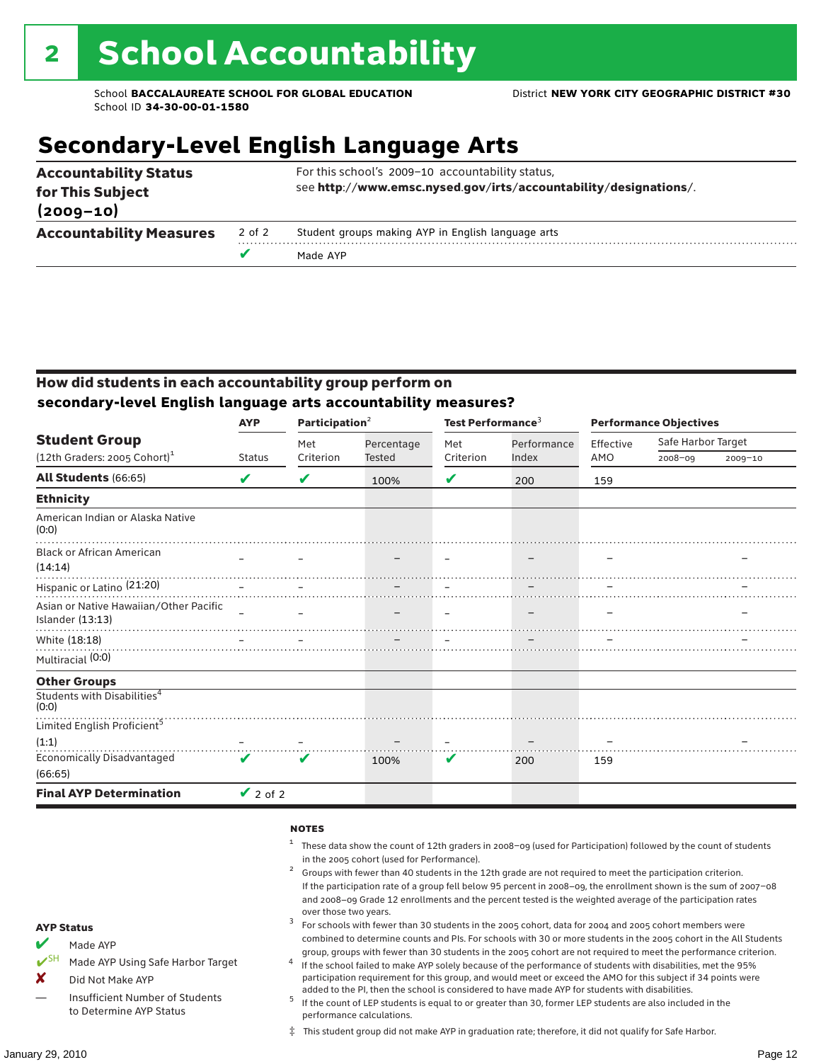# 2 School Accountability

School **BACCALAUREATE SCHOOL FOR GLOBAL EDUCATION**
School ID **34-30-00-01-1580**

District **NEW YORK CITY GEOGRAPHIC DISTRICT #30**

## Secondary-Level English Language Arts

| | | |
|---|---|---|
| **Accountability Status for This Subject (2009–10)** | | For this school's 2009–10 accountability status, see **http://www.emsc.nysed.gov/irts/accountability/designations/**. |
| **Accountability Measures** | 2 of 2 | Student groups making AYP in English language arts |
| | ✔ | Made AYP |

### How did students in each accountability group perform on secondary-level English language arts accountability measures?

| Student Group (12th Graders: 2005 Cohort)[1] | AYP Status | Participation[2] Met Criterion | Participation[2] Percentage Tested | Test Performance[3] Met Criterion | Test Performance[3] Performance Index | Performance Objectives Effective AMO | Safe Harbor Target 2008–09 | Safe Harbor Target 2009–10 |
|---|---|---|---|---|---|---|---|---|
| **All Students** (66:65) | ✔ | ✔ | 100% | ✔ | 200 | 159 | | |
| **Ethnicity** | | | | | | | | |
| American Indian or Alaska Native (0:0) | | | | | | | | |
| Black or African American (14:14) | – | – | – | – | – | – | | – |
| Hispanic or Latino (21:20) | – | – | – | – | – | – | | – |
| Asian or Native Hawaiian/Other Pacific Islander (13:13) | – | – | – | – | – | – | | – |
| White (18:18) | – | – | – | – | – | – | | – |
| Multiracial (0:0) | | | | | | | | |
| **Other Groups** | | | | | | | | |
| Students with Disabilities[4] (0:0) | | | | | | | | |
| Limited English Proficient[5] (1:1) | – | – | – | – | – | – | | – |
| Economically Disadvantaged (66:65) | ✔ | ✔ | 100% | ✔ | 200 | 159 | | |
| **Final AYP Determination** | ✔ 2 of 2 | | | | | | | |

**AYP Status**

- ✔ Made AYP
- ✔SH Made AYP Using Safe Harbor Target
- ✘ Did Not Make AYP
- — Insufficient Number of Students to Determine AYP Status

**NOTES**

1. These data show the count of 12th graders in 2008–09 (used for Participation) followed by the count of students in the 2005 cohort (used for Performance).
2. Groups with fewer than 40 students in the 12th grade are not required to meet the participation criterion. If the participation rate of a group fell below 95 percent in 2008–09, the enrollment shown is the sum of 2007–08 and 2008–09 Grade 12 enrollments and the percent tested is the weighted average of the participation rates over those two years.
3. For schools with fewer than 30 students in the 2005 cohort, data for 2004 and 2005 cohort members were combined to determine counts and PIs. For schools with 30 or more students in the 2005 cohort in the All Students group, groups with fewer than 30 students in the 2005 cohort are not required to meet the performance criterion.
4. If the school failed to make AYP solely because of the performance of students with disabilities, met the 95% participation requirement for this group, and would meet or exceed the AMO for this subject if 34 points were added to the PI, then the school is considered to have made AYP for students with disabilities.
5. If the count of LEP students is equal to or greater than 30, former LEP students are also included in the performance calculations.

‡ This student group did not make AYP in graduation rate; therefore, it did not qualify for Safe Harbor.

January 29, 2010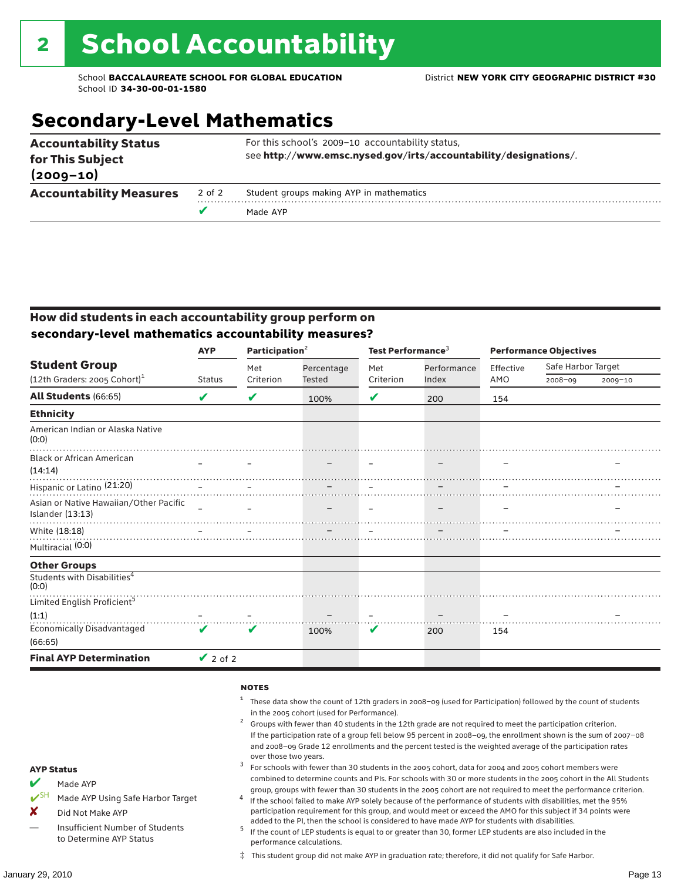# 2 School Accountability

School **BACCALAUREATE SCHOOL FOR GLOBAL EDUCATION**
School ID **34-30-00-01-1580**

District **NEW YORK CITY GEOGRAPHIC DISTRICT #30**

## Secondary-Level Mathematics

| | | |
|---|---|---|
| **Accountability Status for This Subject (2009–10)** | | For this school's 2009–10 accountability status, see **http://www.emsc.nysed.gov/irts/accountability/designations/**. |
| **Accountability Measures** | 2 of 2 | Student groups making AYP in mathematics |
| | ✔ | Made AYP |

### How did students in each accountability group perform on secondary-level mathematics accountability measures?

| Student Group (12th Graders: 2005 Cohort)[1] | AYP Status | Participation[2] Met Criterion | Participation[2] Percentage Tested | Test Performance[3] Met Criterion | Test Performance[3] Performance Index | Performance Objectives Effective AMO | Safe Harbor Target 2008–09 | Safe Harbor Target 2009–10 |
|---|---|---|---|---|---|---|---|---|
| **All Students** (66:65) | ✔ | ✔ | 100% | ✔ | 200 | 154 | | |
| **Ethnicity** | | | | | | | | |
| American Indian or Alaska Native (0:0) | | | | | | | | |
| Black or African American (14:14) | – | – | – | – | – | – | | – |
| Hispanic or Latino (21:20) | – | – | – | – | – | – | | – |
| Asian or Native Hawaiian/Other Pacific Islander (13:13) | – | – | – | – | – | – | | – |
| White (18:18) | – | – | – | – | – | – | | – |
| Multiracial (0:0) | | | | | | | | |
| **Other Groups** | | | | | | | | |
| Students with Disabilities[4] (0:0) | | | | | | | | |
| Limited English Proficient[5] (1:1) | – | – | – | – | – | – | | – |
| Economically Disadvantaged (66:65) | ✔ | ✔ | 100% | ✔ | 200 | 154 | | |
| **Final AYP Determination** | ✔ 2 of 2 | | | | | | | |

**AYP Status**

- ✔ Made AYP
- ✔SH Made AYP Using Safe Harbor Target
- ✘ Did Not Make AYP
- — Insufficient Number of Students to Determine AYP Status

**NOTES**

1. These data show the count of 12th graders in 2008–09 (used for Participation) followed by the count of students in the 2005 cohort (used for Performance).
2. Groups with fewer than 40 students in the 12th grade are not required to meet the participation criterion. If the participation rate of a group fell below 95 percent in 2008–09, the enrollment shown is the sum of 2007–08 and 2008–09 Grade 12 enrollments and the percent tested is the weighted average of the participation rates over those two years.
3. For schools with fewer than 30 students in the 2005 cohort, data for 2004 and 2005 cohort members were combined to determine counts and PIs. For schools with 30 or more students in the 2005 cohort in the All Students group, groups with fewer than 30 students in the 2005 cohort are not required to meet the performance criterion.
4. If the school failed to make AYP solely because of the performance of students with disabilities, met the 95% participation requirement for this group, and would meet or exceed the AMO for this subject if 34 points were added to the PI, then the school is considered to have made AYP for students with disabilities.
5. If the count of LEP students is equal to or greater than 30, former LEP students are also included in the performance calculations.

‡ This student group did not make AYP in graduation rate; therefore, it did not qualify for Safe Harbor.

January 29, 2010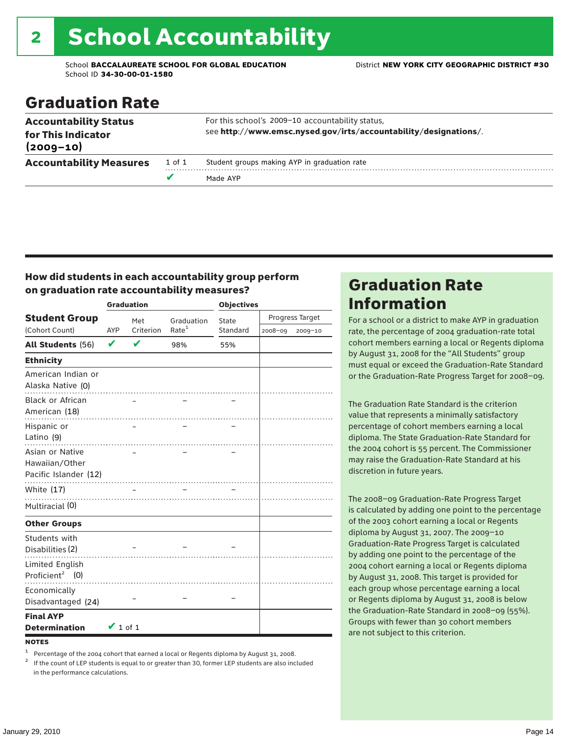## 2 School Accountability

School **BACCALAUREATE SCHOOL FOR GLOBAL EDUCATION**
School ID **34-30-00-01-1580**

District **NEW YORK CITY GEOGRAPHIC DISTRICT #30**

# Graduation Rate

| | | |
|---|---|---|
| **Accountability Status for This Indicator (2009–10)** | | For this school's 2009–10 accountability status, see **http://www.emsc.nysed.gov/irts/accountability/designations/**. |
| **Accountability Measures** | 1 of 1 | Student groups making AYP in graduation rate |
| | ✔ | Made AYP |

### How did students in each accountability group perform on graduation rate accountability measures?

| Student Group (Cohort Count) | Graduation: AYP | Graduation: Met Criterion | Graduation: Graduation Rate[1] | Objectives: State Standard | Objectives: Progress Target 2008–09 | Objectives: Progress Target 2009–10 |
|---|---|---|---|---|---|---|
| **All Students** (56) | ✔ | ✔ | 98% | 55% | | |
| **Ethnicity** | | | | | | |
| American Indian or Alaska Native (0) | | | | | | |
| Black or African American (18) | | – | – | – | | |
| Hispanic or Latino (9) | | – | – | – | | |
| Asian or Native Hawaiian/Other Pacific Islander (12) | | – | – | – | | |
| White (17) | | – | – | – | | |
| Multiracial (0) | | | | | | |
| **Other Groups** | | | | | | |
| Students with Disabilities (2) | | – | – | – | | |
| Limited English Proficient[2] (0) | | | | | | |
| Economically Disadvantaged (24) | | – | – | – | | |
| **Final AYP Determination** | ✔ 1 of 1 | | | | | |

**NOTES**

1 Percentage of the 2004 cohort that earned a local or Regents diploma by August 31, 2008.

2 If the count of LEP students is equal to or greater than 30, former LEP students are also included in the performance calculations.

## Graduation Rate Information

For a school or a district to make AYP in graduation rate, the percentage of 2004 graduation-rate total cohort members earning a local or Regents diploma by August 31, 2008 for the "All Students" group must equal or exceed the Graduation-Rate Standard or the Graduation-Rate Progress Target for 2008–09.

The Graduation Rate Standard is the criterion value that represents a minimally satisfactory percentage of cohort members earning a local diploma. The State Graduation-Rate Standard for the 2004 cohort is 55 percent. The Commissioner may raise the Graduation-Rate Standard at his discretion in future years.

The 2008–09 Graduation-Rate Progress Target is calculated by adding one point to the percentage of the 2003 cohort earning a local or Regents diploma by August 31, 2007. The 2009–10 Graduation-Rate Progress Target is calculated by adding one point to the percentage of the 2004 cohort earning a local or Regents diploma by August 31, 2008. This target is provided for each group whose percentage earning a local or Regents diploma by August 31, 2008 is below the Graduation-Rate Standard in 2008–09 (55%). Groups with fewer than 30 cohort members are not subject to this criterion.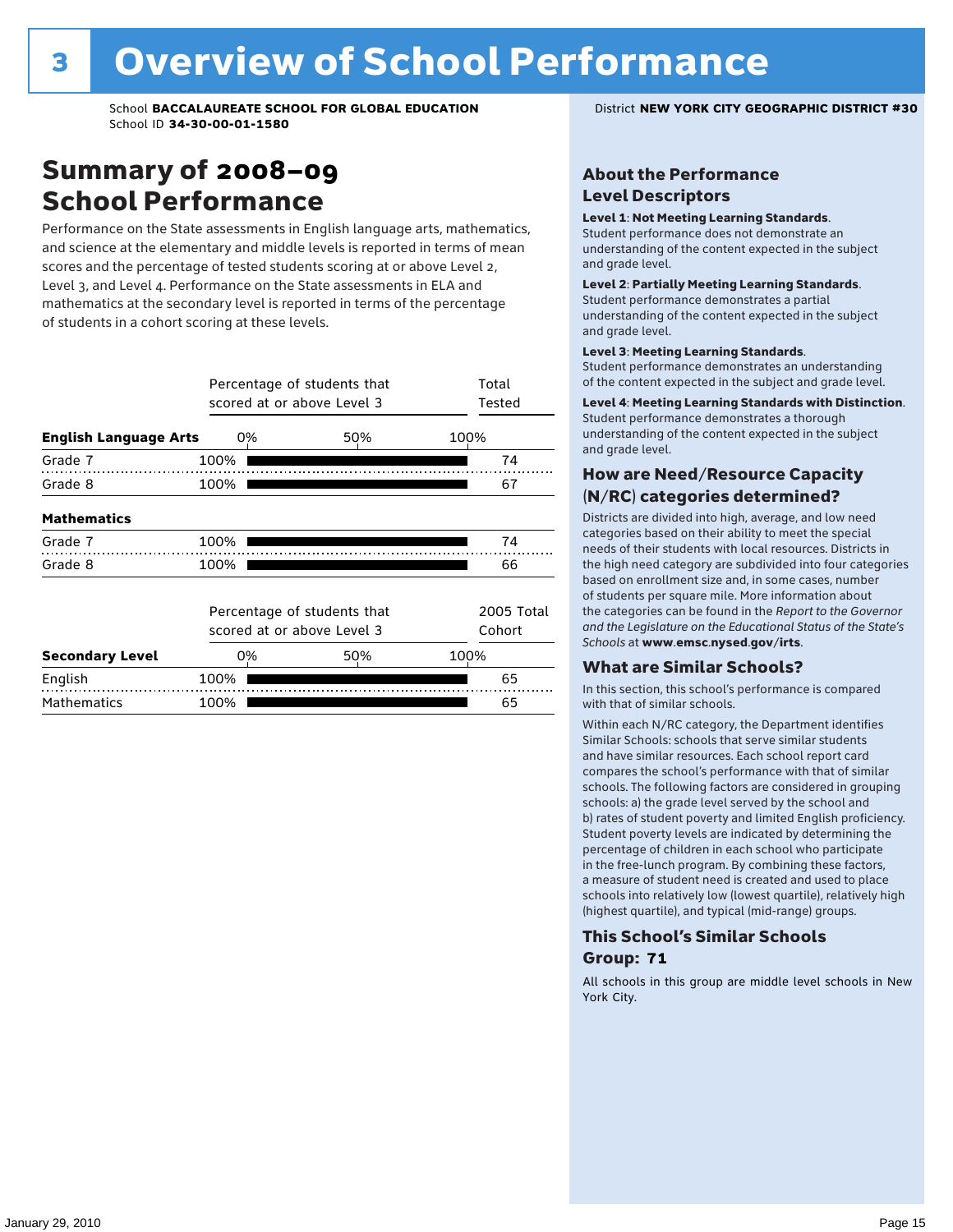# 3 Overview of School Performance

School **BACCALAUREATE SCHOOL FOR GLOBAL EDUCATION**
School ID **34-30-00-01-1580**

District **NEW YORK CITY GEOGRAPHIC DISTRICT #30**

## Summary of 2008–09 School Performance

Performance on the State assessments in English language arts, mathematics, and science at the elementary and middle levels is reported in terms of mean scores and the percentage of tested students scoring at or above Level 2, Level 3, and Level 4. Performance on the State assessments in ELA and mathematics at the secondary level is reported in terms of the percentage of students in a cohort scoring at these levels.

| English Language Arts | Percentage of students that scored at or above Level 3 | Total Tested |
|---|---|---|
| Grade 7 | 100% | 74 |
| Grade 8 | 100% | 67 |

| Mathematics | Percentage of students that scored at or above Level 3 | Total Tested |
|---|---|---|
| Grade 7 | 100% | 74 |
| Grade 8 | 100% | 66 |

| Secondary Level | Percentage of students that scored at or above Level 3 | 2005 Total Cohort |
|---|---|---|
| English | 100% | 65 |
| Mathematics | 100% | 65 |

### About the Performance Level Descriptors

**Level 1**: **Not Meeting Learning Standards**. Student performance does not demonstrate an understanding of the content expected in the subject and grade level.

**Level 2**: **Partially Meeting Learning Standards**. Student performance demonstrates a partial understanding of the content expected in the subject and grade level.

**Level 3**: **Meeting Learning Standards**. Student performance demonstrates an understanding of the content expected in the subject and grade level.

**Level 4**: **Meeting Learning Standards with Distinction**. Student performance demonstrates a thorough understanding of the content expected in the subject and grade level.

### How are Need/Resource Capacity (N/RC) categories determined?

Districts are divided into high, average, and low need categories based on their ability to meet the special needs of their students with local resources. Districts in the high need category are subdivided into four categories based on enrollment size and, in some cases, number of students per square mile. More information about the categories can be found in the *Report to the Governor and the Legislature on the Educational Status of the State's Schools* at **www.emsc.nysed.gov/irts**.

### What are Similar Schools?

In this section, this school's performance is compared with that of similar schools.

Within each N/RC category, the Department identifies Similar Schools: schools that serve similar students and have similar resources. Each school report card compares the school's performance with that of similar schools. The following factors are considered in grouping schools: a) the grade level served by the school and b) rates of student poverty and limited English proficiency. Student poverty levels are indicated by determining the percentage of children in each school who participate in the free-lunch program. By combining these factors, a measure of student need is created and used to place schools into relatively low (lowest quartile), relatively high (highest quartile), and typical (mid-range) groups.

### This School's Similar Schools Group: 71

All schools in this group are middle level schools in New York City.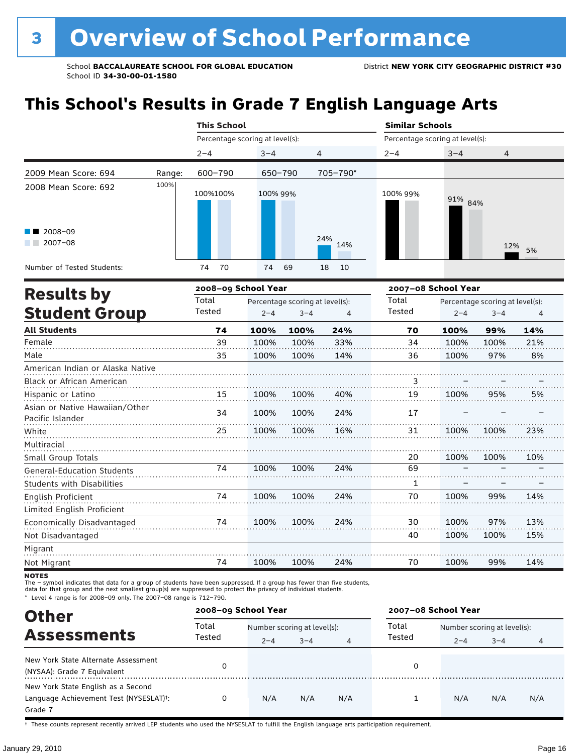# 3 Overview of School Performance

School **BACCALAUREATE SCHOOL FOR GLOBAL EDUCATION** District **NEW YORK CITY GEOGRAPHIC DISTRICT #30**
School ID **34-30-00-01-1580**

## This School's Results in Grade 7 English Language Arts

| | | This School | | | | | | Similar Schools | | | | | |
|---|---|---|---|---|---|---|---|---|---|---|---|---|---|
| | | Percentage scoring at level(s): | | | | | | Percentage scoring at level(s): | | | | | |
| | | 2–4 | | 3–4 | | 4 | | 2–4 | | 3–4 | | 4 | |
| 2009 Mean Score: 694 | Range: | 600–790 | | 650–790 | | 705–790* | | | | | | | |
| 2008 Mean Score: 692 | | 2008–09 | 2007–08 | 2008–09 | 2007–08 | 2008–09 | 2007–08 | 2008–09 | 2007–08 | 2008–09 | 2007–08 | 2008–09 | 2007–08 |
| | | 100% | 100% | 100% | 99% | 24% | 14% | 100% | 99% | 91% | 84% | 12% | 5% |
| Number of Tested Students: | | 74 | 70 | 74 | 69 | 18 | 10 | | | | | | |

## Results by Student Group

| | 2008–09 School Year | | | | 2007–08 School Year | | | |
|---|---|---|---|---|---|---|---|---|
| | Total Tested | Percentage scoring at level(s): 2–4 | 3–4 | 4 | Total Tested | Percentage scoring at level(s): 2–4 | 3–4 | 4 |
| **All Students** | **74** | **100%** | **100%** | **24%** | **70** | **100%** | **99%** | **14%** |
| Female | 39 | 100% | 100% | 33% | 34 | 100% | 100% | 21% |
| Male | 35 | 100% | 100% | 14% | 36 | 100% | 97% | 8% |
| American Indian or Alaska Native | | | | | | | | |
| Black or African American | | | | | 3 | – | – | – |
| Hispanic or Latino | 15 | 100% | 100% | 40% | 19 | 100% | 95% | 5% |
| Asian or Native Hawaiian/Other Pacific Islander | 34 | 100% | 100% | 24% | 17 | – | – | – |
| White | 25 | 100% | 100% | 16% | 31 | 100% | 100% | 23% |
| Multiracial | | | | | | | | |
| Small Group Totals | | | | | 20 | 100% | 100% | 10% |
| General-Education Students | 74 | 100% | 100% | 24% | 69 | – | – | – |
| Students with Disabilities | | | | | 1 | – | – | – |
| English Proficient | 74 | 100% | 100% | 24% | 70 | 100% | 99% | 14% |
| Limited English Proficient | | | | | | | | |
| Economically Disadvantaged | 74 | 100% | 100% | 24% | 30 | 100% | 97% | 13% |
| Not Disadvantaged | | | | | 40 | 100% | 100% | 15% |
| Migrant | | | | | | | | |
| Not Migrant | 74 | 100% | 100% | 24% | 70 | 100% | 99% | 14% |

**NOTES**

The – symbol indicates that data for a group of students have been suppressed. If a group has fewer than five students, data for that group and the next smallest group(s) are suppressed to protect the privacy of individual students.

\* Level 4 range is for 2008–09 only. The 2007–08 range is 712–790.

## Other Assessments

| | 2008–09 School Year | | | | 2007–08 School Year | | | |
|---|---|---|---|---|---|---|---|---|
| | Total Tested | Number scoring at level(s): 2–4 | 3–4 | 4 | Total Tested | Number scoring at level(s): 2–4 | 3–4 | 4 |
| New York State Alternate Assessment (NYSAA): Grade 7 Equivalent | 0 | | | | 0 | | | |
| New York State English as a Second Language Achievement Test (NYSESLAT)†: Grade 7 | 0 | N/A | N/A | N/A | 1 | N/A | N/A | N/A |

† These counts represent recently arrived LEP students who used the NYSESLAT to fulfill the English language arts participation requirement.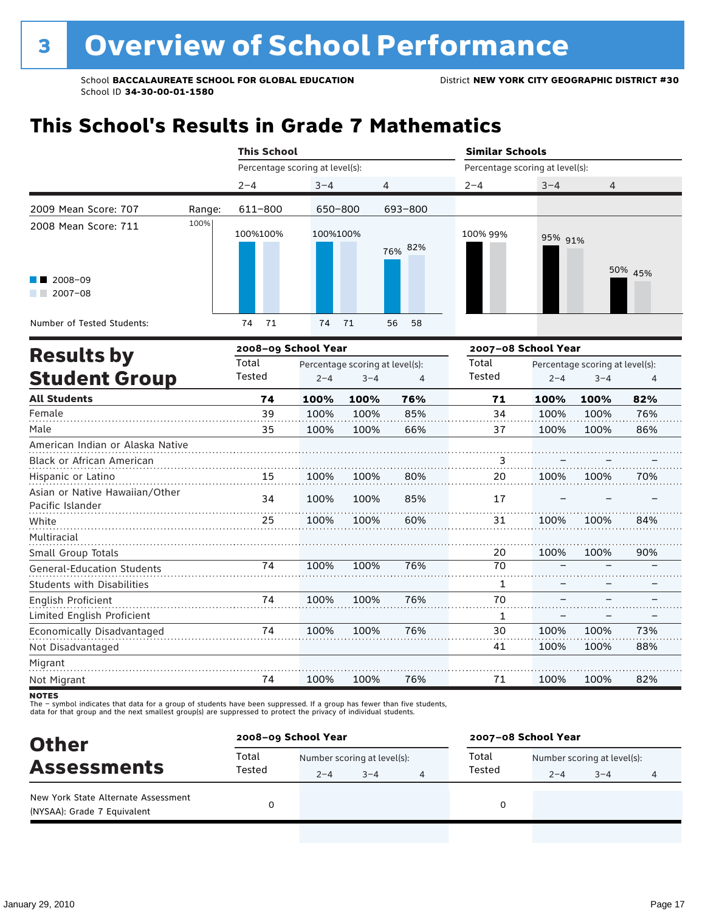# 3 Overview of School Performance

School **BACCALAUREATE SCHOOL FOR GLOBAL EDUCATION**
School ID **34-30-00-01-1580**
District **NEW YORK CITY GEOGRAPHIC DISTRICT #30**

## This School's Results in Grade 7 Mathematics

| | This School | | | Similar Schools | | |
|---|---|---|---|---|---|---|
| Percentage scoring at level(s): | 2–4 | 3–4 | 4 | 2–4 | 3–4 | 4 |
| Range: | 611–800 | 650–800 | 693–800 | | | |
| 2008–09 | 100% | 100% | 76% | 100% | 95% | 50% |
| 2007–08 | 100% | 100% | 82% | 99% | 91% | 45% |
| Number of Tested Students (2008–09) | 74 | 74 | 56 | | | |
| Number of Tested Students (2007–08) | 71 | 71 | 58 | | | |

2009 Mean Score: 707
2008 Mean Score: 711

## Results by Student Group

| | 2008–09 School Year | | | | 2007–08 School Year | | | |
|---|---|---|---|---|---|---|---|---|
| | Total Tested | Percentage scoring at level(s): 2–4 | 3–4 | 4 | Total Tested | Percentage scoring at level(s): 2–4 | 3–4 | 4 |
| **All Students** | **74** | **100%** | **100%** | **76%** | **71** | **100%** | **100%** | **82%** |
| Female | 39 | 100% | 100% | 85% | 34 | 100% | 100% | 76% |
| Male | 35 | 100% | 100% | 66% | 37 | 100% | 100% | 86% |
| American Indian or Alaska Native | | | | | | | | |
| Black or African American | | | | | 3 | – | – | – |
| Hispanic or Latino | 15 | 100% | 100% | 80% | 20 | 100% | 100% | 70% |
| Asian or Native Hawaiian/Other Pacific Islander | 34 | 100% | 100% | 85% | 17 | – | – | – |
| White | 25 | 100% | 100% | 60% | 31 | 100% | 100% | 84% |
| Multiracial | | | | | | | | |
| Small Group Totals | | | | | 20 | 100% | 100% | 90% |
| General-Education Students | 74 | 100% | 100% | 76% | 70 | – | – | – |
| Students with Disabilities | | | | | 1 | – | – | – |
| English Proficient | 74 | 100% | 100% | 76% | 70 | – | – | – |
| Limited English Proficient | | | | | 1 | – | – | – |
| Economically Disadvantaged | 74 | 100% | 100% | 76% | 30 | 100% | 100% | 73% |
| Not Disadvantaged | | | | | 41 | 100% | 100% | 88% |
| Migrant | | | | | | | | |
| Not Migrant | 74 | 100% | 100% | 76% | 71 | 100% | 100% | 82% |

**NOTES**
The – symbol indicates that data for a group of students have been suppressed. If a group has fewer than five students, data for that group and the next smallest group(s) are suppressed to protect the privacy of individual students.

## Other Assessments

| | 2008–09 School Year | | | | 2007–08 School Year | | | |
|---|---|---|---|---|---|---|---|---|
| | Total Tested | Number scoring at level(s): 2–4 | 3–4 | 4 | Total Tested | Number scoring at level(s): 2–4 | 3–4 | 4 |
| New York State Alternate Assessment (NYSAA): Grade 7 Equivalent | 0 | | | | 0 | | | |

January 29, 2010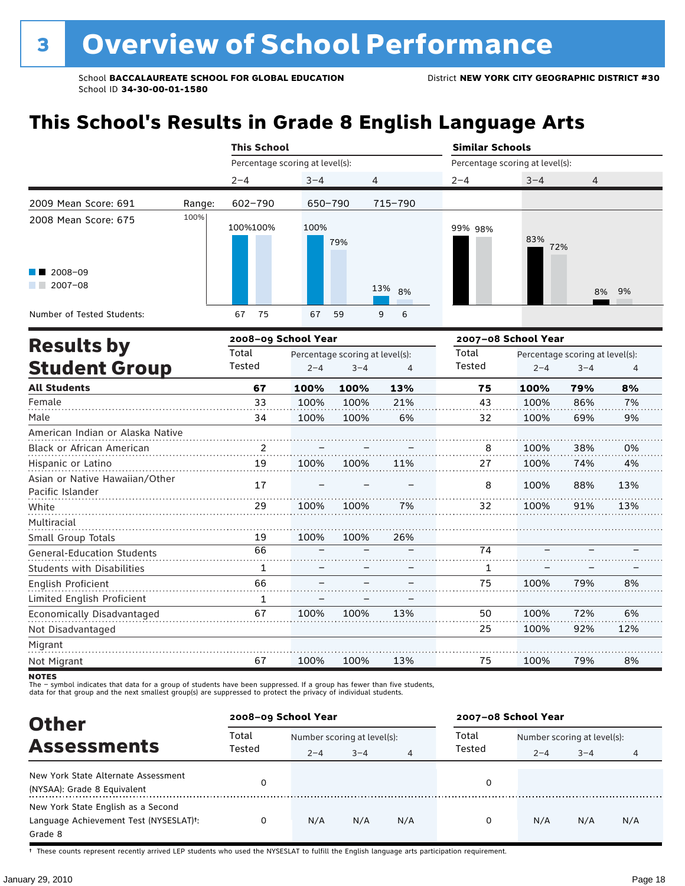# 3 Overview of School Performance

School **BACCALAUREATE SCHOOL FOR GLOBAL EDUCATION**
School ID **34-30-00-01-1580**

District **NEW YORK CITY GEOGRAPHIC DISTRICT #30**

## This School's Results in Grade 8 English Language Arts

| | This School | | | Similar Schools | | |
|---|---|---|---|---|---|---|
| | Percentage scoring at level(s): | | | Percentage scoring at level(s): | | |
| | 2–4 | 3–4 | 4 | 2–4 | 3–4 | 4 |
| Range: | 602–790 | 650–790 | 715–790 | | | |
| 2008–09 | 100% | 100% | 13% | 99% | 83% | 8% |
| 2007–08 | 100% | 79% | 8% | 98% | 72% | 9% |
| Number of Tested Students (2008–09) | 67 | 67 | 9 | | | |
| Number of Tested Students (2007–08) | 75 | 59 | 6 | | | |

2009 Mean Score: 691

2008 Mean Score: 675

## Results by Student Group

| | 2008–09 School Year | | | | 2007–08 School Year | | | |
|---|---|---|---|---|---|---|---|---|
| | Total Tested | Percentage scoring at level(s): 2–4 | 3–4 | 4 | Total Tested | Percentage scoring at level(s): 2–4 | 3–4 | 4 |
| **All Students** | **67** | **100%** | **100%** | **13%** | **75** | **100%** | **79%** | **8%** |
| Female | 33 | 100% | 100% | 21% | 43 | 100% | 86% | 7% |
| Male | 34 | 100% | 100% | 6% | 32 | 100% | 69% | 9% |
| American Indian or Alaska Native | | | | | | | | |
| Black or African American | 2 | – | – | – | 8 | 100% | 38% | 0% |
| Hispanic or Latino | 19 | 100% | 100% | 11% | 27 | 100% | 74% | 4% |
| Asian or Native Hawaiian/Other Pacific Islander | 17 | – | – | – | 8 | 100% | 88% | 13% |
| White | 29 | 100% | 100% | 7% | 32 | 100% | 91% | 13% |
| Multiracial | | | | | | | | |
| Small Group Totals | 19 | 100% | 100% | 26% | | | | |
| General-Education Students | 66 | – | – | – | 74 | – | – | – |
| Students with Disabilities | 1 | – | – | – | 1 | – | – | – |
| English Proficient | 66 | – | – | – | 75 | 100% | 79% | 8% |
| Limited English Proficient | 1 | – | – | – | | | | |
| Economically Disadvantaged | 67 | 100% | 100% | 13% | 50 | 100% | 72% | 6% |
| Not Disadvantaged | | | | | 25 | 100% | 92% | 12% |
| Migrant | | | | | | | | |
| Not Migrant | 67 | 100% | 100% | 13% | 75 | 100% | 79% | 8% |

**NOTES**
The – symbol indicates that data for a group of students have been suppressed. If a group has fewer than five students, data for that group and the next smallest group(s) are suppressed to protect the privacy of individual students.

## Other Assessments

| | 2008–09 School Year | | | | 2007–08 School Year | | | |
|---|---|---|---|---|---|---|---|---|
| | Total Tested | Number scoring at level(s): 2–4 | 3–4 | 4 | Total Tested | Number scoring at level(s): 2–4 | 3–4 | 4 |
| New York State Alternate Assessment (NYSAA): Grade 8 Equivalent | 0 | | | | 0 | | | |
| New York State English as a Second Language Achievement Test (NYSESLAT)†: Grade 8 | 0 | N/A | N/A | N/A | 0 | N/A | N/A | N/A |

† These counts represent recently arrived LEP students who used the NYSESLAT to fulfill the English language arts participation requirement.

January 29, 2010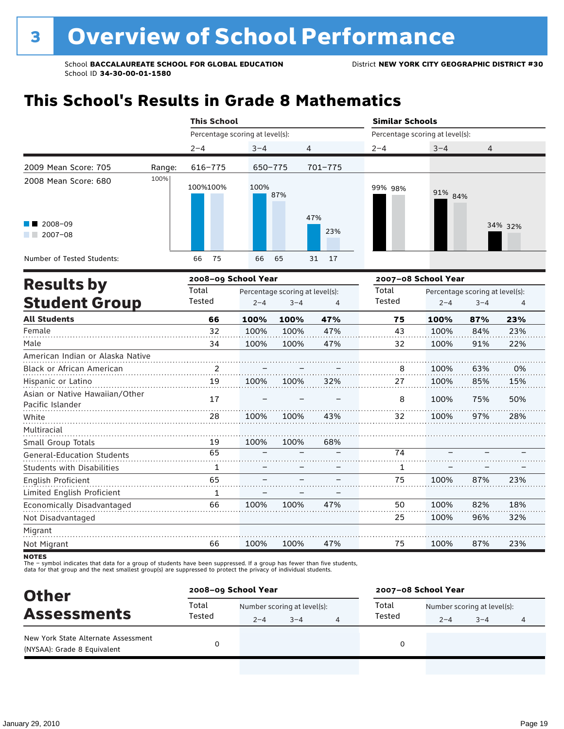# 3 Overview of School Performance

School **BACCALAUREATE SCHOOL FOR GLOBAL EDUCATION** District **NEW YORK CITY GEOGRAPHIC DISTRICT #30**
School ID **34-30-00-01-1580**

## This School's Results in Grade 8 Mathematics

| | | This School | | | Similar Schools | | |
|---|---|---|---|---|---|---|---|
| | | Percentage scoring at level(s): | | | Percentage scoring at level(s): | | |
| | | 2–4 | 3–4 | 4 | 2–4 | 3–4 | 4 |
| 2009 Mean Score: 705 | Range: | 616–775 | 650–775 | 701–775 | | | |
| 2008 Mean Score: 680 | | | | | | | |
| 2008–09 | | 100% | 100% | 47% | 99% | 91% | 34% |
| 2007–08 | | 100% | 87% | 23% | 98% | 84% | 32% |
| Number of Tested Students: 2008–09 | | 66 | 66 | 31 | | | |
| Number of Tested Students: 2007–08 | | 75 | 65 | 17 | | | |

## Results by Student Group

| | 2008–09 School Year | | | | 2007–08 School Year | | | |
|---|---|---|---|---|---|---|---|---|
| | Total Tested | Percentage scoring at level(s): 2–4 | 3–4 | 4 | Total Tested | Percentage scoring at level(s): 2–4 | 3–4 | 4 |
| **All Students** | **66** | **100%** | **100%** | **47%** | **75** | **100%** | **87%** | **23%** |
| Female | 32 | 100% | 100% | 47% | 43 | 100% | 84% | 23% |
| Male | 34 | 100% | 100% | 47% | 32 | 100% | 91% | 22% |
| American Indian or Alaska Native | | | | | | | | |
| Black or African American | 2 | – | – | – | 8 | 100% | 63% | 0% |
| Hispanic or Latino | 19 | 100% | 100% | 32% | 27 | 100% | 85% | 15% |
| Asian or Native Hawaiian/Other Pacific Islander | 17 | – | – | – | 8 | 100% | 75% | 50% |
| White | 28 | 100% | 100% | 43% | 32 | 100% | 97% | 28% |
| Multiracial | | | | | | | | |
| Small Group Totals | 19 | 100% | 100% | 68% | | | | |
| General-Education Students | 65 | – | – | – | 74 | – | – | – |
| Students with Disabilities | 1 | – | – | – | 1 | – | – | – |
| English Proficient | 65 | – | – | – | 75 | 100% | 87% | 23% |
| Limited English Proficient | 1 | – | – | – | | | | |
| Economically Disadvantaged | 66 | 100% | 100% | 47% | 50 | 100% | 82% | 18% |
| Not Disadvantaged | | | | | 25 | 100% | 96% | 32% |
| Migrant | | | | | | | | |
| Not Migrant | 66 | 100% | 100% | 47% | 75 | 100% | 87% | 23% |

**NOTES**
The – symbol indicates that data for a group of students have been suppressed. If a group has fewer than five students, data for that group and the next smallest group(s) are suppressed to protect the privacy of individual students.

## Other Assessments

| | 2008–09 School Year | | | | 2007–08 School Year | | | |
|---|---|---|---|---|---|---|---|---|
| | Total Tested | Number scoring at level(s): 2–4 | 3–4 | 4 | Total Tested | Number scoring at level(s): 2–4 | 3–4 | 4 |
| New York State Alternate Assessment (NYSAA): Grade 8 Equivalent | 0 | | | | 0 | | | |

January 29, 2010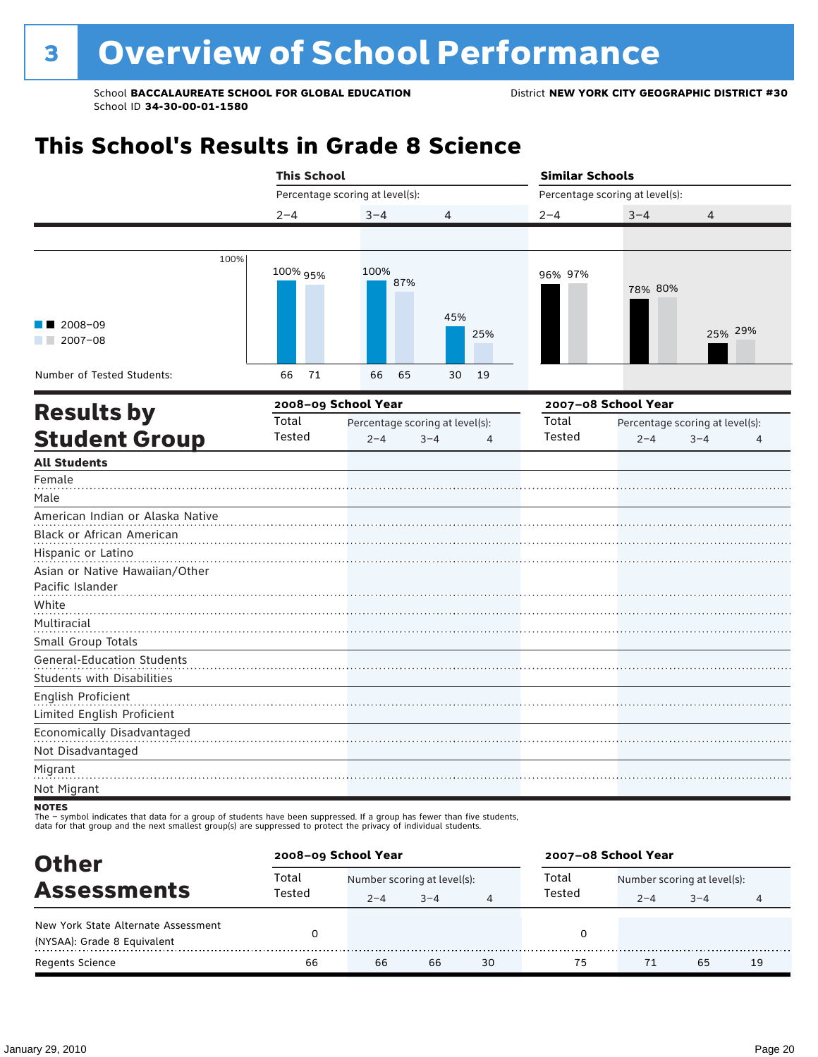# 3 Overview of School Performance

School **BACCALAUREATE SCHOOL FOR GLOBAL EDUCATION**
School ID **34-30-00-01-1580**

District **NEW YORK CITY GEOGRAPHIC DISTRICT #30**

## This School's Results in Grade 8 Science

| | This School | | | | | | Similar Schools | | | | | |
|---|---|---|---|---|---|---|---|---|---|---|---|---|
| Percentage scoring at level(s): | 2–4 | | 3–4 | | 4 | | 2–4 | | 3–4 | | 4 | |
| | 2008–09 | 2007–08 | 2008–09 | 2007–08 | 2008–09 | 2007–08 | 2008–09 | 2007–08 | 2008–09 | 2007–08 | 2008–09 | 2007–08 |
| Percentage | 100% | 95% | 100% | 87% | 45% | 25% | 96% | 97% | 78% | 80% | 25% | 29% |
| Number of Tested Students: | 66 | 71 | 66 | 65 | 30 | 19 | | | | | | |

## Results by Student Group

| | 2008–09 School Year | | | | 2007–08 School Year | | | |
|---|---|---|---|---|---|---|---|---|
| | Total Tested | Percentage scoring at level(s): 2–4 | 3–4 | 4 | Total Tested | Percentage scoring at level(s): 2–4 | 3–4 | 4 |
| **All Students** | | | | | | | | |
| Female | | | | | | | | |
| Male | | | | | | | | |
| American Indian or Alaska Native | | | | | | | | |
| Black or African American | | | | | | | | |
| Hispanic or Latino | | | | | | | | |
| Asian or Native Hawaiian/Other Pacific Islander | | | | | | | | |
| White | | | | | | | | |
| Multiracial | | | | | | | | |
| Small Group Totals | | | | | | | | |
| General-Education Students | | | | | | | | |
| Students with Disabilities | | | | | | | | |
| English Proficient | | | | | | | | |
| Limited English Proficient | | | | | | | | |
| Economically Disadvantaged | | | | | | | | |
| Not Disadvantaged | | | | | | | | |
| Migrant | | | | | | | | |
| Not Migrant | | | | | | | | |

**NOTES**
The – symbol indicates that data for a group of students have been suppressed. If a group has fewer than five students, data for that group and the next smallest group(s) are suppressed to protect the privacy of individual students.

## Other Assessments

| | 2008–09 School Year | | | | 2007–08 School Year | | | |
|---|---|---|---|---|---|---|---|---|
| | Total Tested | Number scoring at level(s): 2–4 | 3–4 | 4 | Total Tested | Number scoring at level(s): 2–4 | 3–4 | 4 |
| New York State Alternate Assessment (NYSAA): Grade 8 Equivalent | 0 | | | | 0 | | | |
| Regents Science | 66 | 66 | 66 | 30 | 75 | 71 | 65 | 19 |

January 29, 2010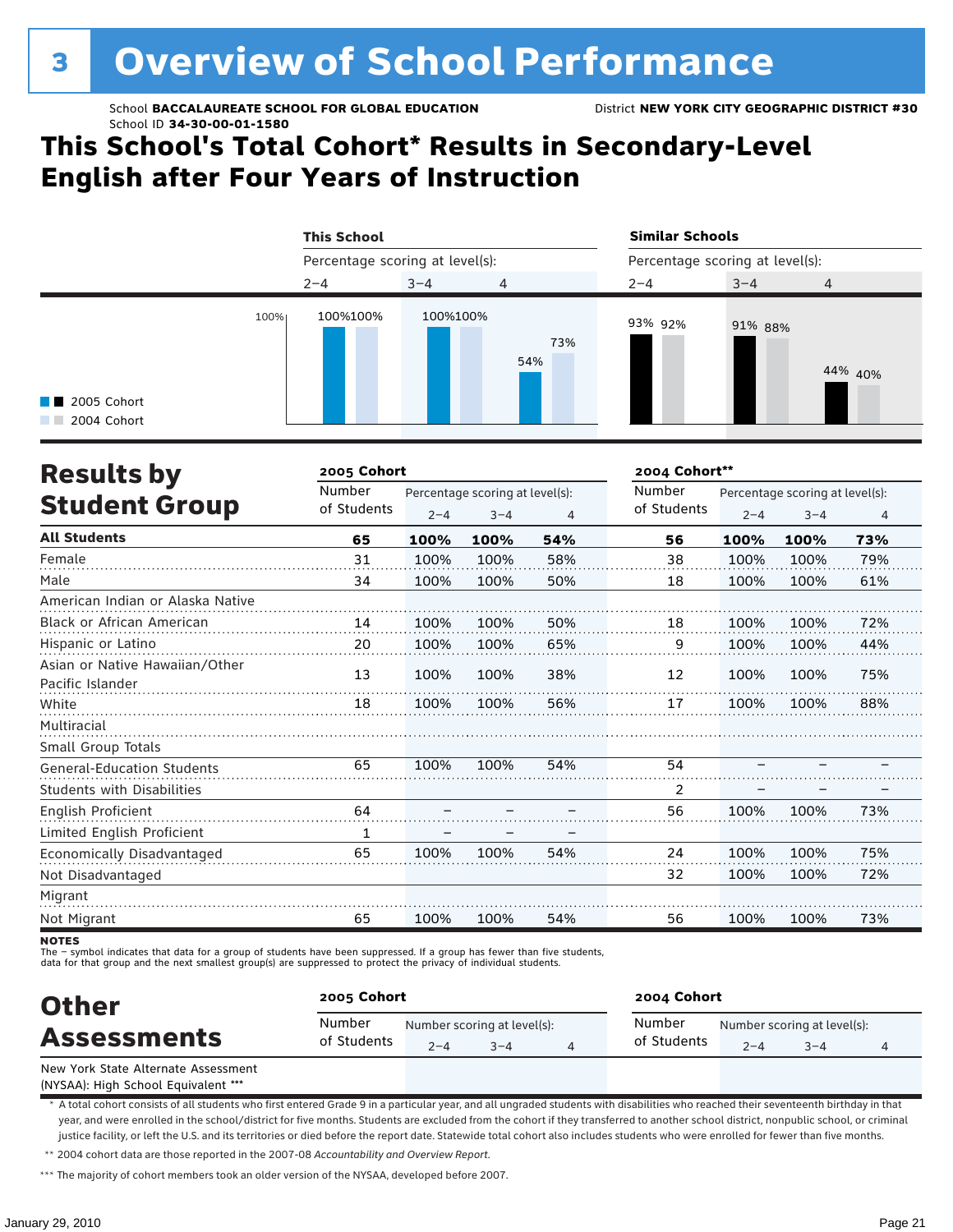# 3 Overview of School Performance

School **BACCALAUREATE SCHOOL FOR GLOBAL EDUCATION**
School ID **34-30-00-01-1580**
District **NEW YORK CITY GEOGRAPHIC DISTRICT #30**

## This School's Total Cohort* Results in Secondary-Level English after Four Years of Instruction

| | This School: 2–4 | This School: 3–4 | This School: 4 | Similar Schools: 2–4 | Similar Schools: 3–4 | Similar Schools: 4 |
|---|---|---|---|---|---|---|
| 2005 Cohort | 100% | 100% | 54% | 93% | 91% | 44% |
| 2004 Cohort | 100% | 100% | 73% | 92% | 88% | 40% |

## Results by Student Group

| | 2005 Cohort | | | | 2004 Cohort** | | | |
|---|---|---|---|---|---|---|---|---|
| | Number of Students | Percentage scoring at level(s): 2–4 | 3–4 | 4 | Number of Students | Percentage scoring at level(s): 2–4 | 3–4 | 4 |
| **All Students** | **65** | **100%** | **100%** | **54%** | **56** | **100%** | **100%** | **73%** |
| Female | 31 | 100% | 100% | 58% | 38 | 100% | 100% | 79% |
| Male | 34 | 100% | 100% | 50% | 18 | 100% | 100% | 61% |
| American Indian or Alaska Native | | | | | | | | |
| Black or African American | 14 | 100% | 100% | 50% | 18 | 100% | 100% | 72% |
| Hispanic or Latino | 20 | 100% | 100% | 65% | 9 | 100% | 100% | 44% |
| Asian or Native Hawaiian/Other Pacific Islander | 13 | 100% | 100% | 38% | 12 | 100% | 100% | 75% |
| White | 18 | 100% | 100% | 56% | 17 | 100% | 100% | 88% |
| Multiracial | | | | | | | | |
| Small Group Totals | | | | | | | | |
| General-Education Students | 65 | 100% | 100% | 54% | 54 | – | – | – |
| Students with Disabilities | | | | | 2 | – | – | – |
| English Proficient | 64 | – | – | – | 56 | 100% | 100% | 73% |
| Limited English Proficient | 1 | – | – | – | | | | |
| Economically Disadvantaged | 65 | 100% | 100% | 54% | 24 | 100% | 100% | 75% |
| Not Disadvantaged | | | | | 32 | 100% | 100% | 72% |
| Migrant | | | | | | | | |
| Not Migrant | 65 | 100% | 100% | 54% | 56 | 100% | 100% | 73% |

**NOTES**
The – symbol indicates that data for a group of students have been suppressed. If a group has fewer than five students, data for that group and the next smallest group(s) are suppressed to protect the privacy of individual students.

## Other Assessments

| | 2005 Cohort | | | | 2004 Cohort | | | |
|---|---|---|---|---|---|---|---|---|
| | Number of Students | Number scoring at level(s): 2–4 | 3–4 | 4 | Number of Students | Number scoring at level(s): 2–4 | 3–4 | 4 |
| New York State Alternate Assessment (NYSAA): High School Equivalent *** | | | | | | | | |

\* A total cohort consists of all students who first entered Grade 9 in a particular year, and all ungraded students with disabilities who reached their seventeenth birthday in that year, and were enrolled in the school/district for five months. Students are excluded from the cohort if they transferred to another school district, nonpublic school, or criminal justice facility, or left the U.S. and its territories or died before the report date. Statewide total cohort also includes students who were enrolled for fewer than five months.

** 2004 cohort data are those reported in the 2007-08 *Accountability and Overview Report*.

*** The majority of cohort members took an older version of the NYSAA, developed before 2007.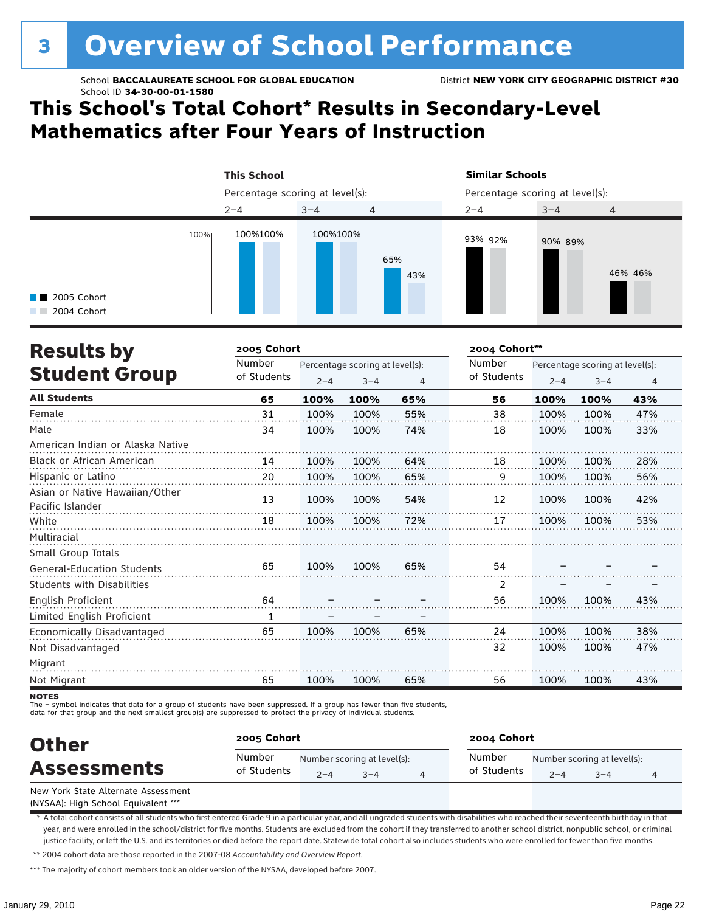# 3 Overview of School Performance

School **BACCALAUREATE SCHOOL FOR GLOBAL EDUCATION** District **NEW YORK CITY GEOGRAPHIC DISTRICT #30**
School ID **34-30-00-01-1580**

## This School's Total Cohort* Results in Secondary-Level Mathematics after Four Years of Instruction

**This School**
Percentage scoring at level(s):
2–4 3–4 4
100%
100% 100%
100% 100%
65%
43%

**Similar Schools**
Percentage scoring at level(s):
2–4 3–4 4
93% 92%
90% 89%
46% 46%

2005 Cohort
2004 Cohort

## Results by Student Group

| | 2005 Cohort | | | | 2004 Cohort** | | | |
|---|---|---|---|---|---|---|---|---|
| | Number of Students | Percentage scoring at level(s): 2–4 | 3–4 | 4 | Number of Students | Percentage scoring at level(s): 2–4 | 3–4 | 4 |
| **All Students** | **65** | **100%** | **100%** | **65%** | **56** | **100%** | **100%** | **43%** |
| Female | 31 | 100% | 100% | 55% | 38 | 100% | 100% | 47% |
| Male | 34 | 100% | 100% | 74% | 18 | 100% | 100% | 33% |
| American Indian or Alaska Native | | | | | | | | |
| Black or African American | 14 | 100% | 100% | 64% | 18 | 100% | 100% | 28% |
| Hispanic or Latino | 20 | 100% | 100% | 65% | 9 | 100% | 100% | 56% |
| Asian or Native Hawaiian/Other Pacific Islander | 13 | 100% | 100% | 54% | 12 | 100% | 100% | 42% |
| White | 18 | 100% | 100% | 72% | 17 | 100% | 100% | 53% |
| Multiracial | | | | | | | | |
| Small Group Totals | | | | | | | | |
| General-Education Students | 65 | 100% | 100% | 65% | 54 | – | – | – |
| Students with Disabilities | | | | | 2 | – | – | – |
| English Proficient | 64 | – | – | – | 56 | 100% | 100% | 43% |
| Limited English Proficient | 1 | – | – | – | | | | |
| Economically Disadvantaged | 65 | 100% | 100% | 65% | 24 | 100% | 100% | 38% |
| Not Disadvantaged | | | | | 32 | 100% | 100% | 47% |
| Migrant | | | | | | | | |
| Not Migrant | 65 | 100% | 100% | 65% | 56 | 100% | 100% | 43% |

**NOTES**
The – symbol indicates that data for a group of students have been suppressed. If a group has fewer than five students, data for that group and the next smallest group(s) are suppressed to protect the privacy of individual students.

## Other Assessments

| | 2005 Cohort | | | | 2004 Cohort | | | |
|---|---|---|---|---|---|---|---|---|
| | Number of Students | Number scoring at level(s): 2–4 | 3–4 | 4 | Number of Students | Number scoring at level(s): 2–4 | 3–4 | 4 |
| New York State Alternate Assessment (NYSAA): High School Equivalent *** | | | | | | | | |

\* A total cohort consists of all students who first entered Grade 9 in a particular year, and all ungraded students with disabilities who reached their seventeenth birthday in that year, and were enrolled in the school/district for five months. Students are excluded from the cohort if they transferred to another school district, nonpublic school, or criminal justice facility, or left the U.S. and its territories or died before the report date. Statewide total cohort also includes students who were enrolled for fewer than five months.

\*\* 2004 cohort data are those reported in the 2007-08 *Accountability and Overview Report*.

\*\*\* The majority of cohort members took an older version of the NYSAA, developed before 2007.

January 29, 2010